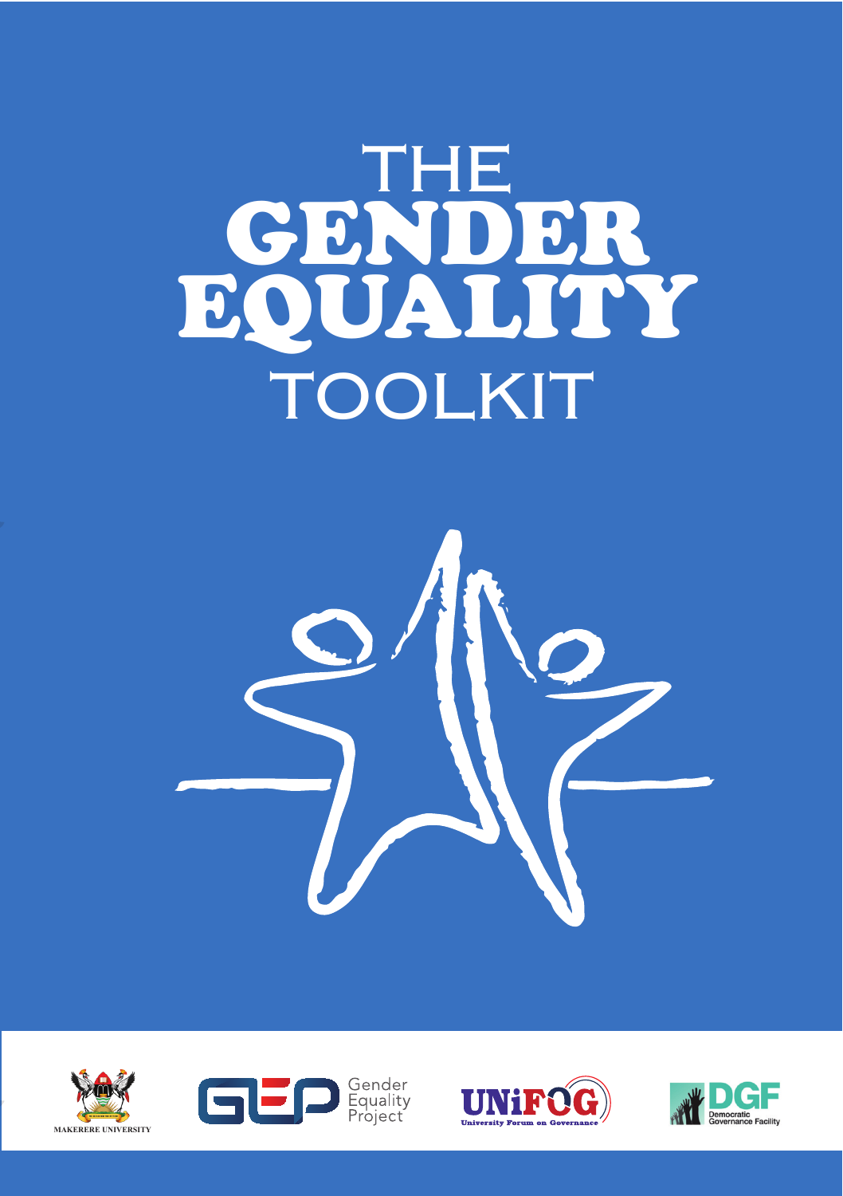# THE GENDER EQUALITY TOOLKIT

MAKERERE UNIVERSITY

GEP Gender Equality Project

UNiFOG University Forum on Governance

DGF Democratic Governance Facility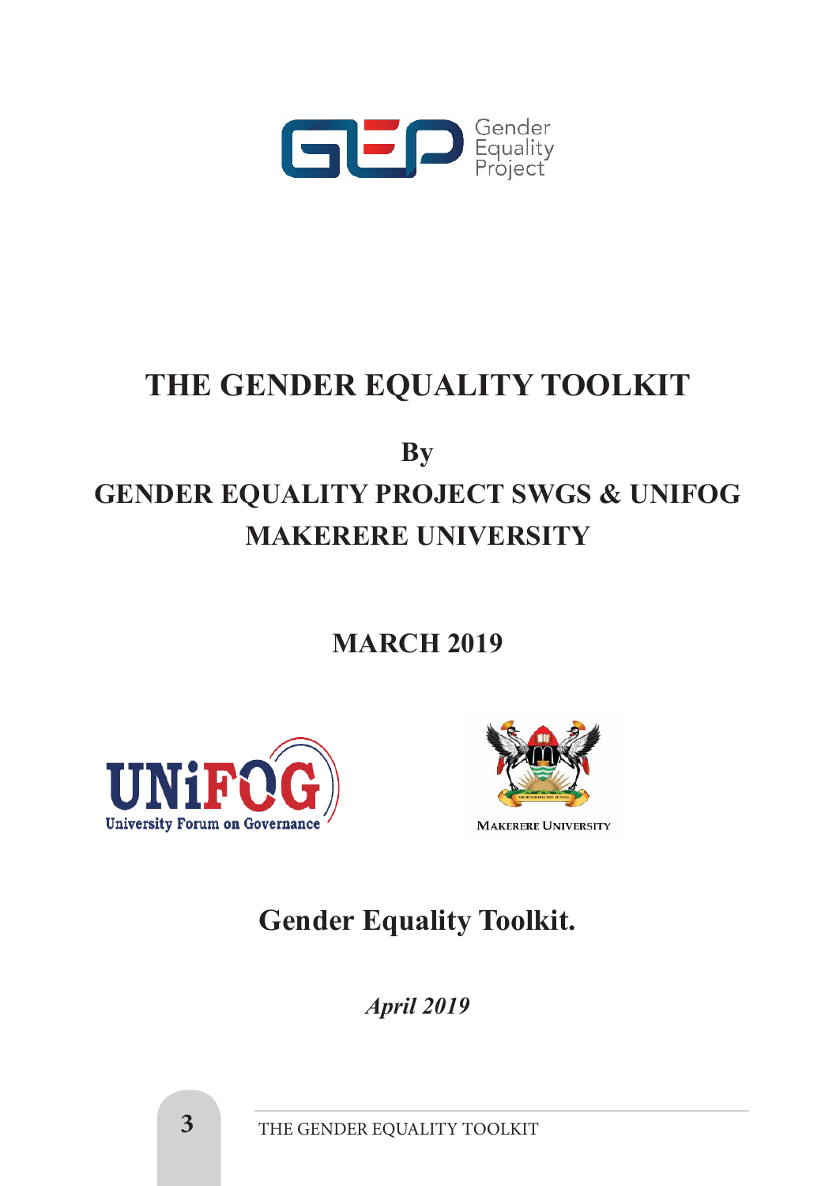# THE GENDER EQUALITY TOOLKIT

**By**

**GENDER EQUALITY PROJECT SWGS & UNIFOG**

**MAKERERE UNIVERSITY**

**MARCH 2019**

## Gender Equality Toolkit.

***April 2019***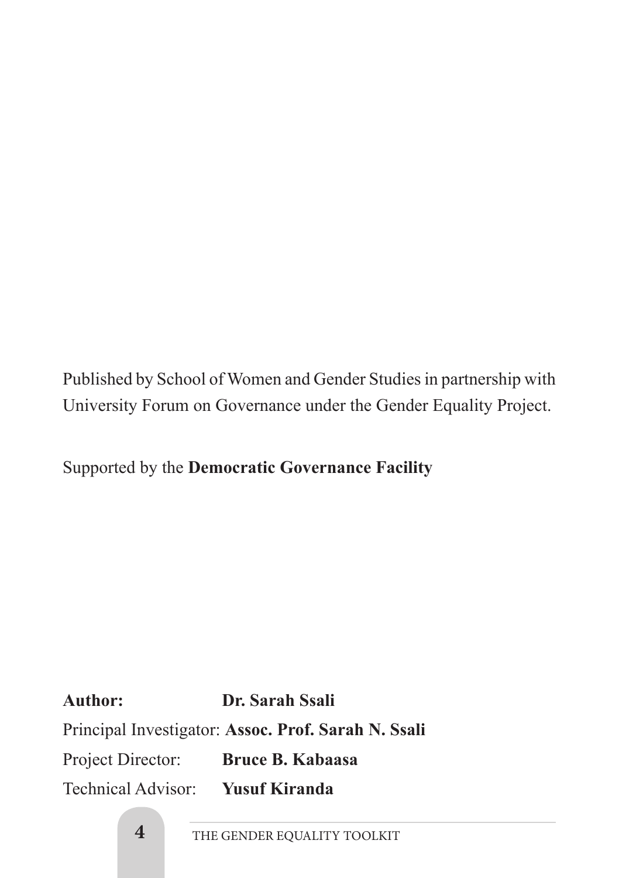Published by School of Women and Gender Studies in partnership with University Forum on Governance under the Gender Equality Project.

Supported by the **Democratic Governance Facility**

**Author:** **Dr. Sarah Ssali**

Principal Investigator: **Assoc. Prof. Sarah N. Ssali**

Project Director: **Bruce B. Kabaasa**

Technical Advisor: **Yusuf Kiranda**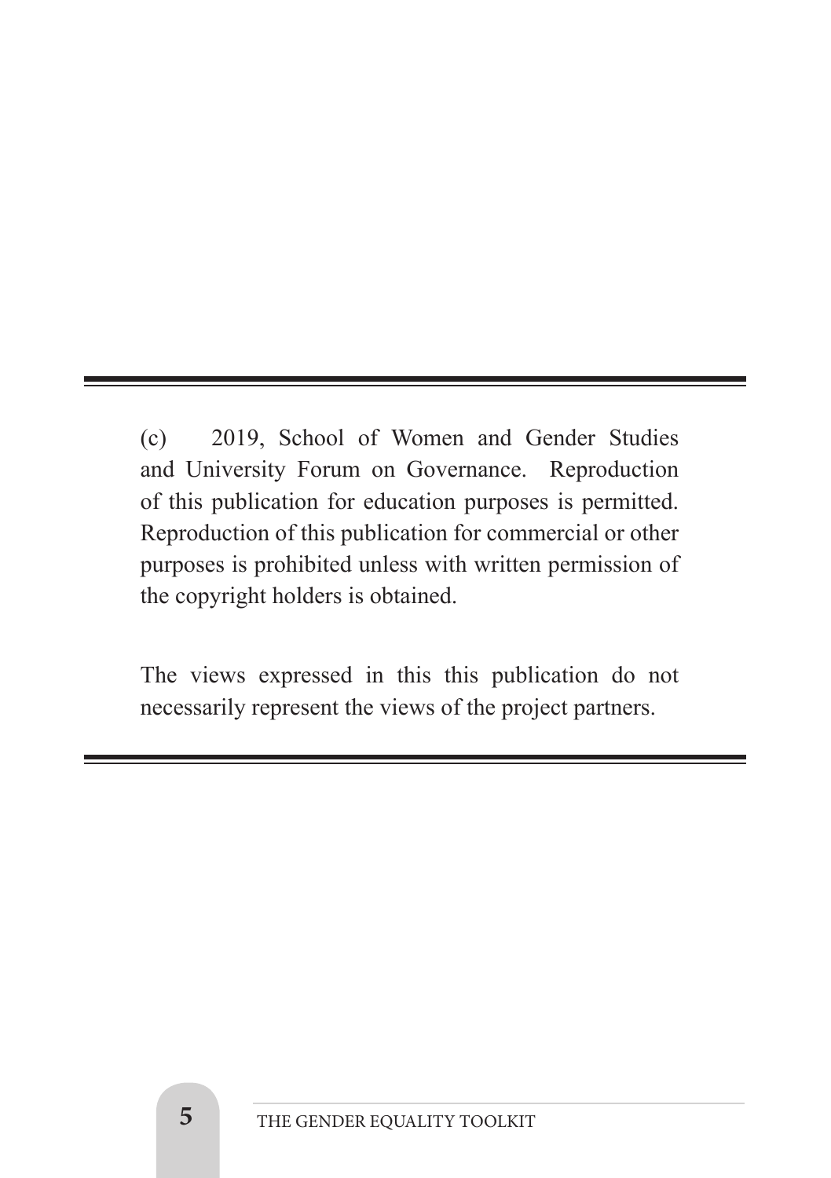(c) 2019, School of Women and Gender Studies and University Forum on Governance. Reproduction of this publication for education purposes is permitted. Reproduction of this publication for commercial or other purposes is prohibited unless with written permission of the copyright holders is obtained.

The views expressed in this this publication do not necessarily represent the views of the project partners.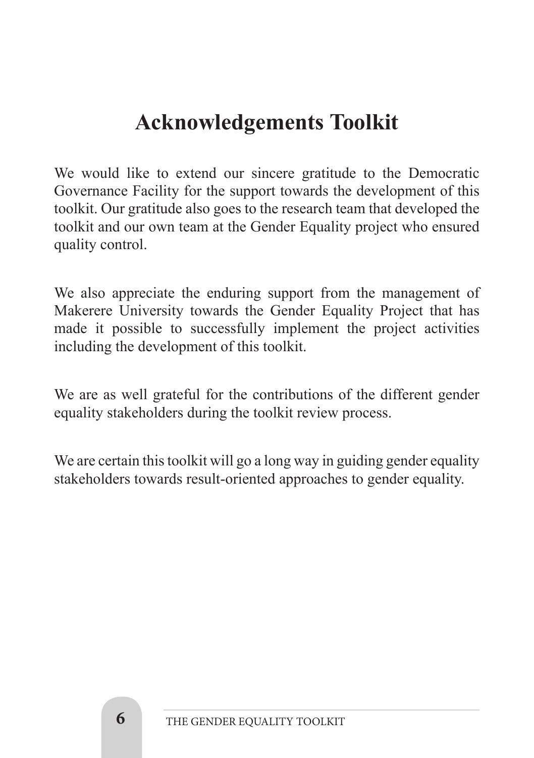# Acknowledgements Toolkit

We would like to extend our sincere gratitude to the Democratic Governance Facility for the support towards the development of this toolkit. Our gratitude also goes to the research team that developed the toolkit and our own team at the Gender Equality project who ensured quality control.

We also appreciate the enduring support from the management of Makerere University towards the Gender Equality Project that has made it possible to successfully implement the project activities including the development of this toolkit.

We are as well grateful for the contributions of the different gender equality stakeholders during the toolkit review process.

We are certain this toolkit will go a long way in guiding gender equality stakeholders towards result-oriented approaches to gender equality.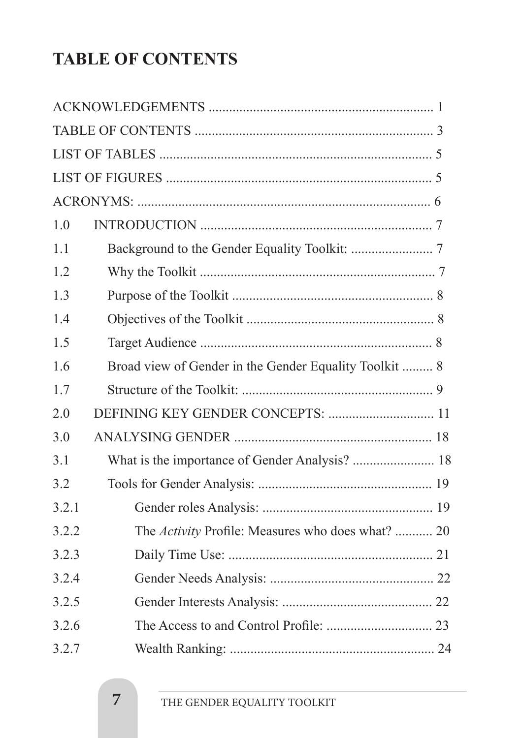# TABLE OF CONTENTS

ACKNOWLEDGEMENTS ................................................................. 1

TABLE OF CONTENTS ..................................................................... 3

LIST OF TABLES ............................................................................... 5

LIST OF FIGURES ............................................................................ 5

ACRONYMS: ..................................................................................... 6

1.0 INTRODUCTION ................................................................... 7

1.1 Background to the Gender Equality Toolkit: ........................ 7

1.2 Why the Toolkit ..................................................................... 7

1.3 Purpose of the Toolkit ........................................................... 8

1.4 Objectives of the Toolkit ....................................................... 8

1.5 Target Audience .................................................................... 8

1.6 Broad view of Gender in the Gender Equality Toolkit ......... 8

1.7 Structure of the Toolkit: ........................................................ 9

2.0 DEFINING KEY GENDER CONCEPTS: ............................... 11

3.0 ANALYSING GENDER .......................................................... 18

3.1 What is the importance of Gender Analysis? ........................ 18

3.2 Tools for Gender Analysis: ................................................... 19

3.2.1 Gender roles Analysis: .................................................. 19

3.2.2 The *Activity* Profile: Measures who does what? ........... 20

3.2.3 Daily Time Use: ............................................................ 21

3.2.4 Gender Needs Analysis: ................................................ 22

3.2.5 Gender Interests Analysis: ............................................ 22

3.2.6 The Access to and Control Profile: ............................... 23

3.2.7 Wealth Ranking: ............................................................ 24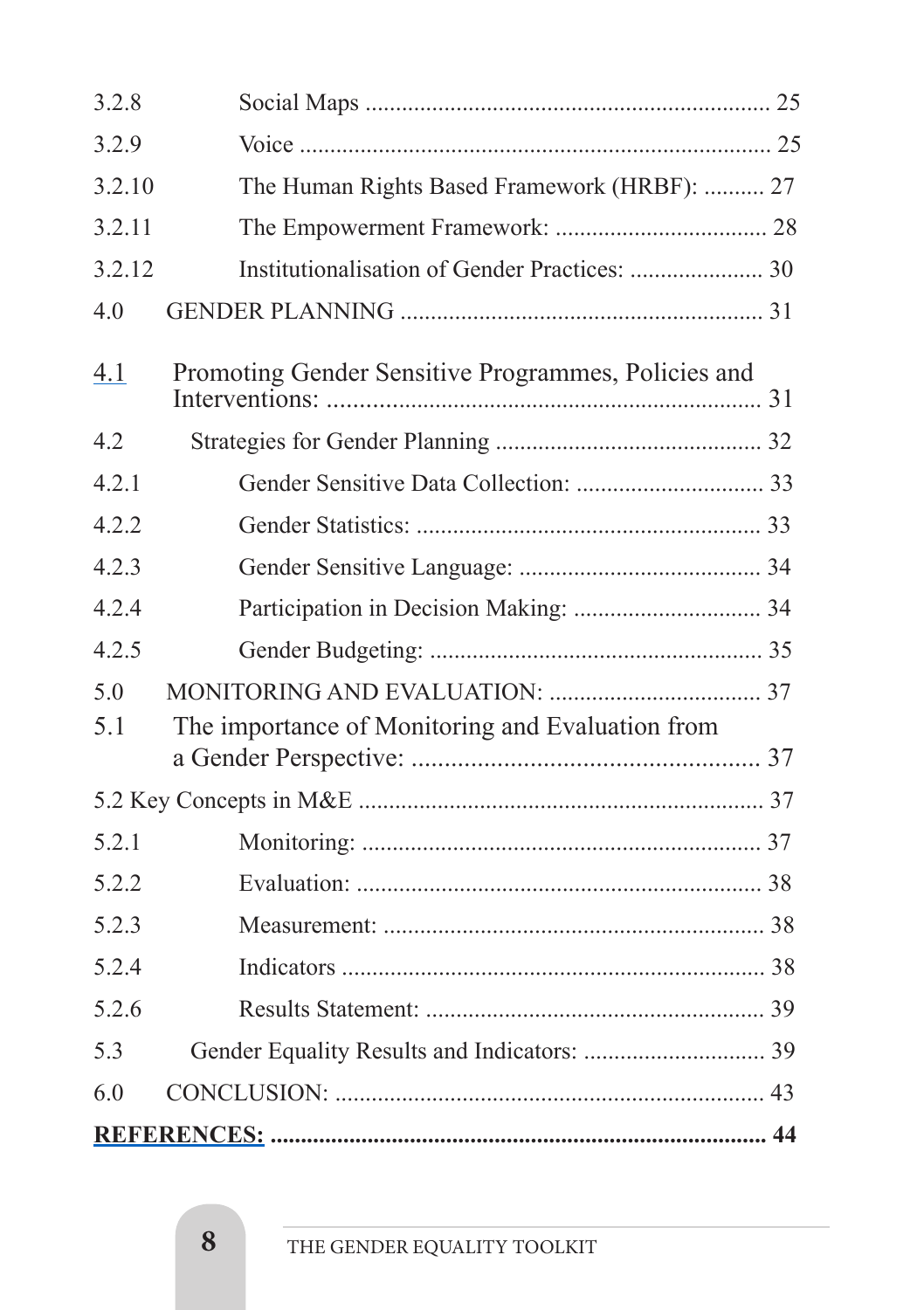| | |
|---|---|
| 3.2.8 | Social Maps .................................................................. 25 |
| 3.2.9 | Voice ............................................................................ 25 |
| 3.2.10 | The Human Rights Based Framework (HRBF): .......... 27 |
| 3.2.11 | The Empowerment Framework: ................................... 28 |
| 3.2.12 | Institutionalisation of Gender Practices: ..................... 30 |
| 4.0 | GENDER PLANNING ........................................................... 31 |
| 4.1 | Promoting Gender Sensitive Programmes, Policies and Interventions: ...................................................................... 31 |
| 4.2 | Strategies for Gender Planning ........................................... 32 |
| 4.2.1 | Gender Sensitive Data Collection: ............................... 33 |
| 4.2.2 | Gender Statistics: ........................................................ 33 |
| 4.2.3 | Gender Sensitive Language: ........................................ 34 |
| 4.2.4 | Participation in Decision Making: ............................... 34 |
| 4.2.5 | Gender Budgeting: ...................................................... 35 |
| 5.0 | MONITORING AND EVALUATION: .................................. 37 |
| 5.1 | The importance of Monitoring and Evaluation from a Gender Perspective: ..................................................... 37 |
| 5.2 | Key Concepts in M&E ................................................................... 37 |
| 5.2.1 | Monitoring: ................................................................. 37 |
| 5.2.2 | Evaluation: .................................................................. 38 |
| 5.2.3 | Measurement: .............................................................. 38 |
| 5.2.4 | Indicators ..................................................................... 38 |
| 5.2.6 | Results Statement: ....................................................... 39 |
| 5.3 | Gender Equality Results and Indicators: ............................. 39 |
| 6.0 | CONCLUSION: ...................................................................... 43 |
| **REFERENCES:** | **.................................................................................. 44** |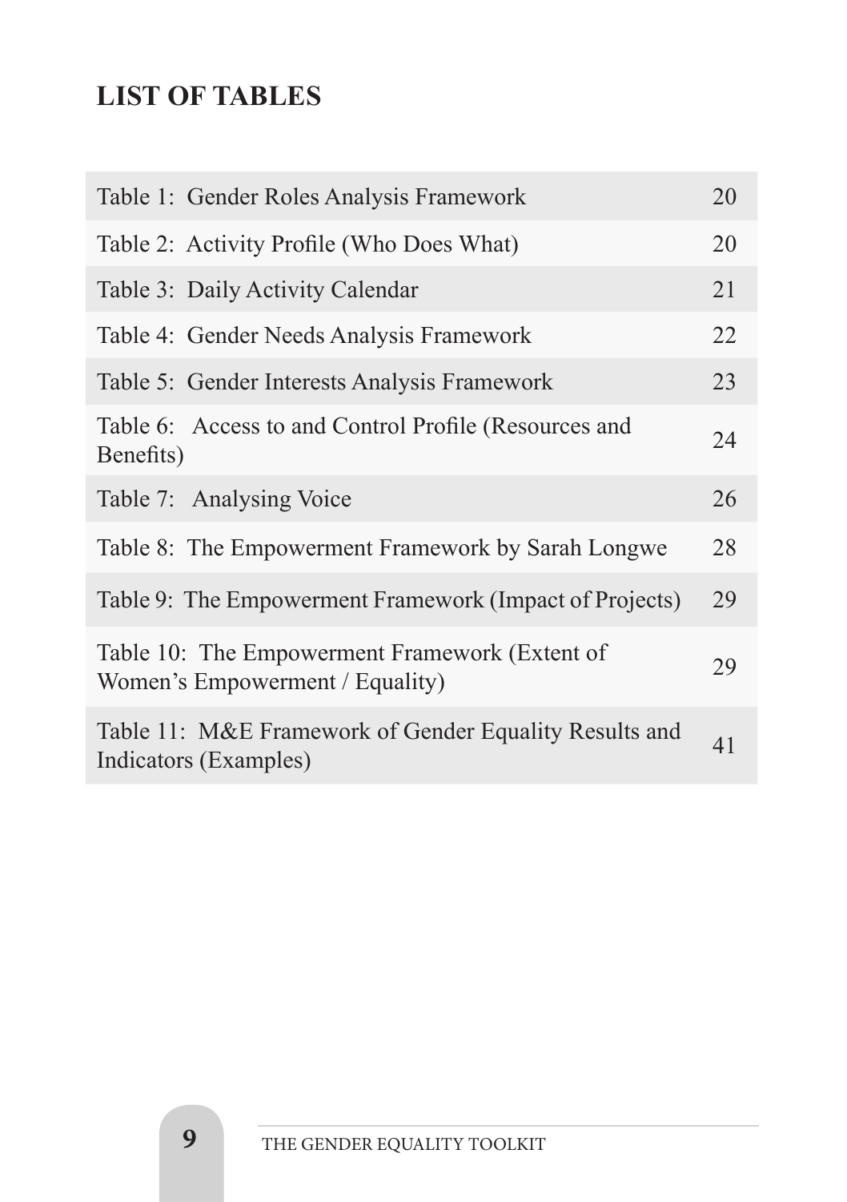# LIST OF TABLES

| | |
|---|---|
| Table 1: Gender Roles Analysis Framework | 20 |
| Table 2: Activity Profile (Who Does What) | 20 |
| Table 3: Daily Activity Calendar | 21 |
| Table 4: Gender Needs Analysis Framework | 22 |
| Table 5: Gender Interests Analysis Framework | 23 |
| Table 6: Access to and Control Profile (Resources and Benefits) | 24 |
| Table 7: Analysing Voice | 26 |
| Table 8: The Empowerment Framework by Sarah Longwe | 28 |
| Table 9: The Empowerment Framework (Impact of Projects) | 29 |
| Table 10: The Empowerment Framework (Extent of Women's Empowerment / Equality) | 29 |
| Table 11: M&E Framework of Gender Equality Results and Indicators (Examples) | 41 |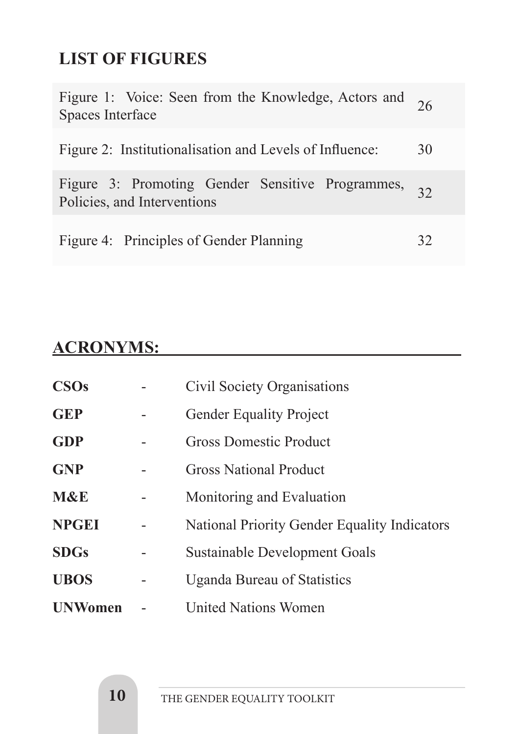## LIST OF FIGURES

| | |
|---|---|
| Figure 1: Voice: Seen from the Knowledge, Actors and Spaces Interface | 26 |
| Figure 2: Institutionalisation and Levels of Influence: | 30 |
| Figure 3: Promoting Gender Sensitive Programmes, Policies, and Interventions | 32 |
| Figure 4: Principles of Gender Planning | 32 |

## ACRONYMS:

| | | |
|---|---|---|
| **CSOs** | - | Civil Society Organisations |
| **GEP** | - | Gender Equality Project |
| **GDP** | - | Gross Domestic Product |
| **GNP** | - | Gross National Product |
| **M&E** | - | Monitoring and Evaluation |
| **NPGEI** | - | National Priority Gender Equality Indicators |
| **SDGs** | - | Sustainable Development Goals |
| **UBOS** | - | Uganda Bureau of Statistics |
| **UNWomen** | - | United Nations Women |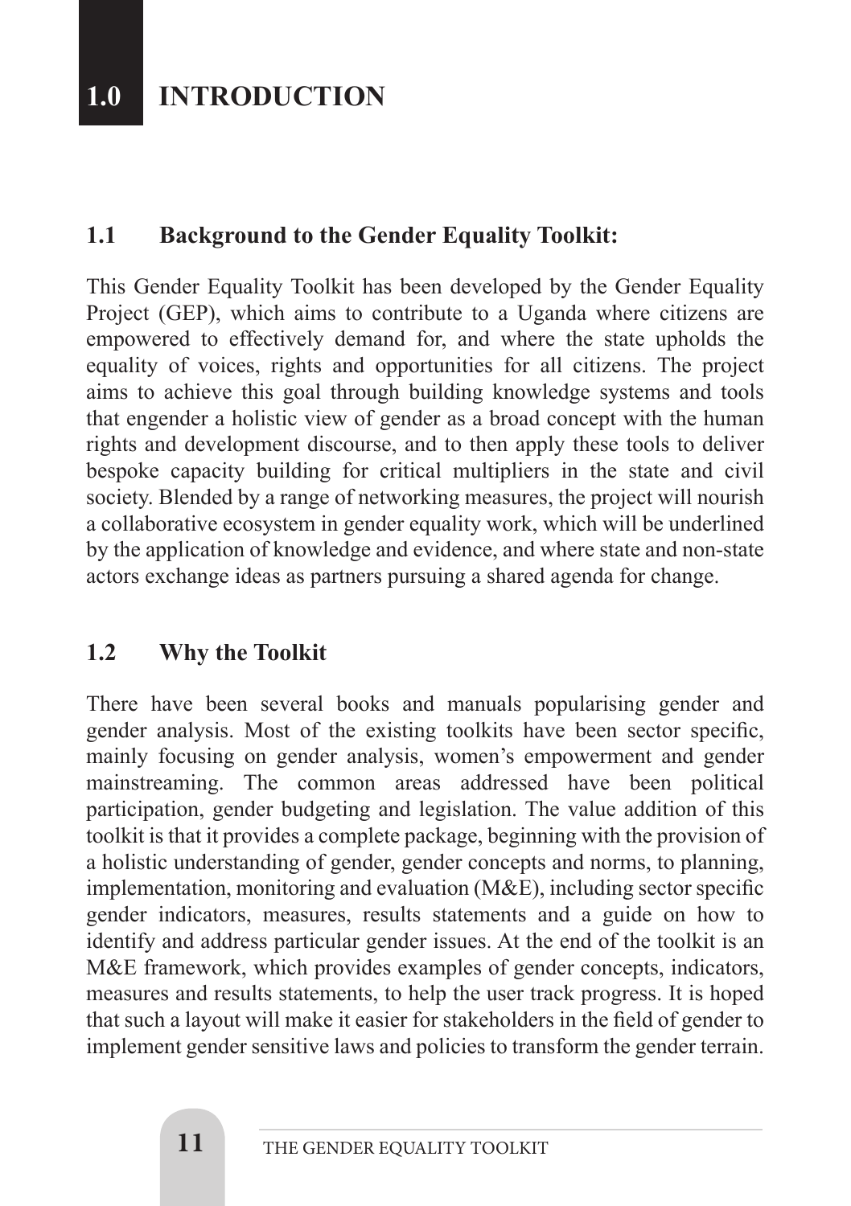# 1.0 INTRODUCTION

## 1.1 Background to the Gender Equality Toolkit:

This Gender Equality Toolkit has been developed by the Gender Equality Project (GEP), which aims to contribute to a Uganda where citizens are empowered to effectively demand for, and where the state upholds the equality of voices, rights and opportunities for all citizens. The project aims to achieve this goal through building knowledge systems and tools that engender a holistic view of gender as a broad concept with the human rights and development discourse, and to then apply these tools to deliver bespoke capacity building for critical multipliers in the state and civil society. Blended by a range of networking measures, the project will nourish a collaborative ecosystem in gender equality work, which will be underlined by the application of knowledge and evidence, and where state and non-state actors exchange ideas as partners pursuing a shared agenda for change.

## 1.2 Why the Toolkit

There have been several books and manuals popularising gender and gender analysis. Most of the existing toolkits have been sector specific, mainly focusing on gender analysis, women's empowerment and gender mainstreaming. The common areas addressed have been political participation, gender budgeting and legislation. The value addition of this toolkit is that it provides a complete package, beginning with the provision of a holistic understanding of gender, gender concepts and norms, to planning, implementation, monitoring and evaluation (M&E), including sector specific gender indicators, measures, results statements and a guide on how to identify and address particular gender issues. At the end of the toolkit is an M&E framework, which provides examples of gender concepts, indicators, measures and results statements, to help the user track progress. It is hoped that such a layout will make it easier for stakeholders in the field of gender to implement gender sensitive laws and policies to transform the gender terrain.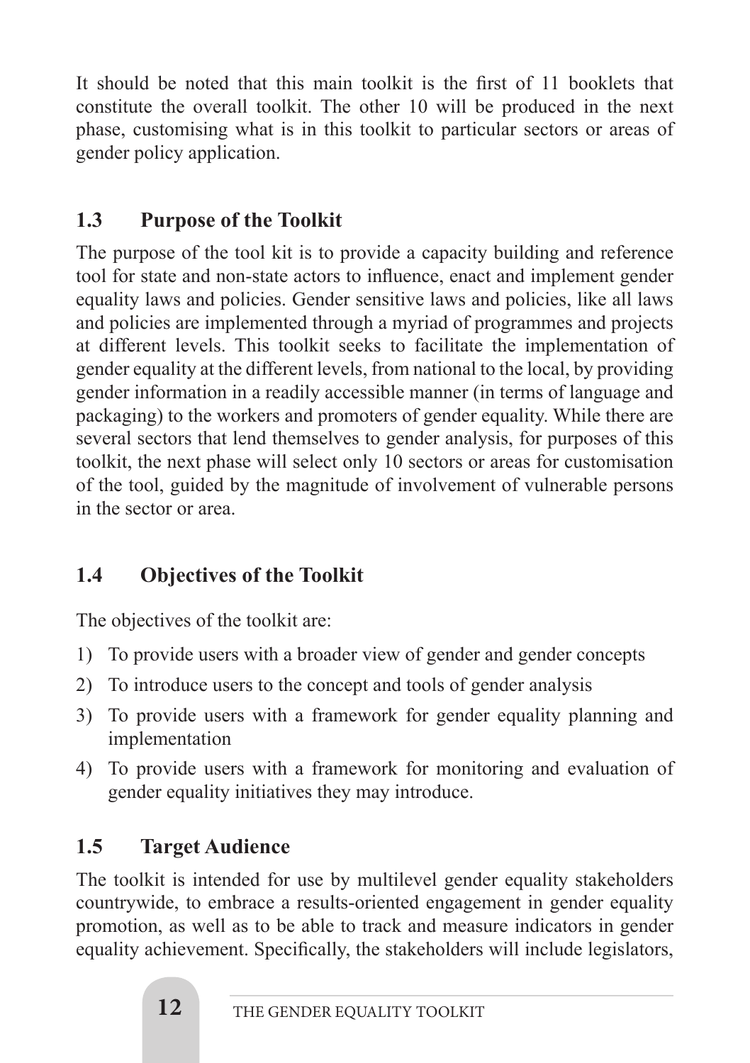It should be noted that this main toolkit is the first of 11 booklets that constitute the overall toolkit. The other 10 will be produced in the next phase, customising what is in this toolkit to particular sectors or areas of gender policy application.

## 1.3 Purpose of the Toolkit

The purpose of the tool kit is to provide a capacity building and reference tool for state and non-state actors to influence, enact and implement gender equality laws and policies. Gender sensitive laws and policies, like all laws and policies are implemented through a myriad of programmes and projects at different levels. This toolkit seeks to facilitate the implementation of gender equality at the different levels, from national to the local, by providing gender information in a readily accessible manner (in terms of language and packaging) to the workers and promoters of gender equality. While there are several sectors that lend themselves to gender analysis, for purposes of this toolkit, the next phase will select only 10 sectors or areas for customisation of the tool, guided by the magnitude of involvement of vulnerable persons in the sector or area.

## 1.4 Objectives of the Toolkit

The objectives of the toolkit are:

1) To provide users with a broader view of gender and gender concepts
2) To introduce users to the concept and tools of gender analysis
3) To provide users with a framework for gender equality planning and implementation
4) To provide users with a framework for monitoring and evaluation of gender equality initiatives they may introduce.

## 1.5 Target Audience

The toolkit is intended for use by multilevel gender equality stakeholders countrywide, to embrace a results-oriented engagement in gender equality promotion, as well as to be able to track and measure indicators in gender equality achievement. Specifically, the stakeholders will include legislators,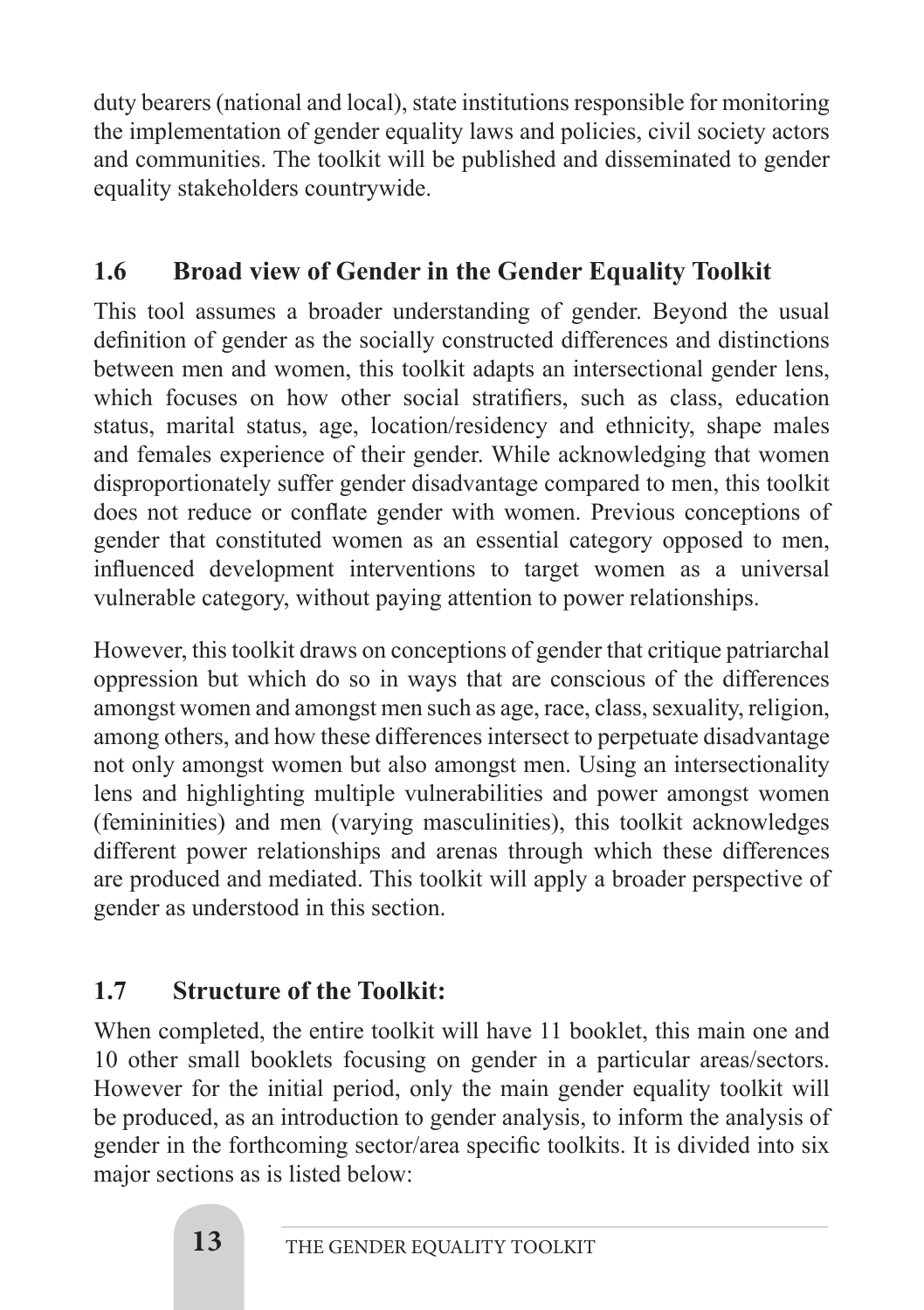duty bearers (national and local), state institutions responsible for monitoring the implementation of gender equality laws and policies, civil society actors and communities. The toolkit will be published and disseminated to gender equality stakeholders countrywide.

## 1.6 Broad view of Gender in the Gender Equality Toolkit

This tool assumes a broader understanding of gender. Beyond the usual definition of gender as the socially constructed differences and distinctions between men and women, this toolkit adapts an intersectional gender lens, which focuses on how other social stratifiers, such as class, education status, marital status, age, location/residency and ethnicity, shape males and females experience of their gender. While acknowledging that women disproportionately suffer gender disadvantage compared to men, this toolkit does not reduce or conflate gender with women. Previous conceptions of gender that constituted women as an essential category opposed to men, influenced development interventions to target women as a universal vulnerable category, without paying attention to power relationships.

However, this toolkit draws on conceptions of gender that critique patriarchal oppression but which do so in ways that are conscious of the differences amongst women and amongst men such as age, race, class, sexuality, religion, among others, and how these differences intersect to perpetuate disadvantage not only amongst women but also amongst men. Using an intersectionality lens and highlighting multiple vulnerabilities and power amongst women (femininities) and men (varying masculinities), this toolkit acknowledges different power relationships and arenas through which these differences are produced and mediated. This toolkit will apply a broader perspective of gender as understood in this section.

## 1.7 Structure of the Toolkit:

When completed, the entire toolkit will have 11 booklet, this main one and 10 other small booklets focusing on gender in a particular areas/sectors. However for the initial period, only the main gender equality toolkit will be produced, as an introduction to gender analysis, to inform the analysis of gender in the forthcoming sector/area specific toolkits. It is divided into six major sections as is listed below: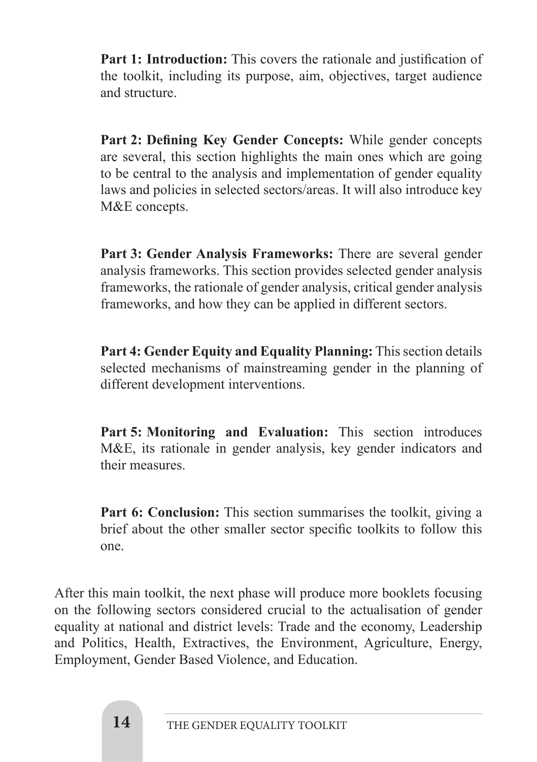**Part 1: Introduction:** This covers the rationale and justification of the toolkit, including its purpose, aim, objectives, target audience and structure.

**Part 2: Defining Key Gender Concepts:** While gender concepts are several, this section highlights the main ones which are going to be central to the analysis and implementation of gender equality laws and policies in selected sectors/areas. It will also introduce key M&E concepts.

**Part 3: Gender Analysis Frameworks:** There are several gender analysis frameworks. This section provides selected gender analysis frameworks, the rationale of gender analysis, critical gender analysis frameworks, and how they can be applied in different sectors.

**Part 4: Gender Equity and Equality Planning:** This section details selected mechanisms of mainstreaming gender in the planning of different development interventions.

**Part 5: Monitoring and Evaluation:** This section introduces M&E, its rationale in gender analysis, key gender indicators and their measures.

**Part 6: Conclusion:** This section summarises the toolkit, giving a brief about the other smaller sector specific toolkits to follow this one.

After this main toolkit, the next phase will produce more booklets focusing on the following sectors considered crucial to the actualisation of gender equality at national and district levels: Trade and the economy, Leadership and Politics, Health, Extractives, the Environment, Agriculture, Energy, Employment, Gender Based Violence, and Education.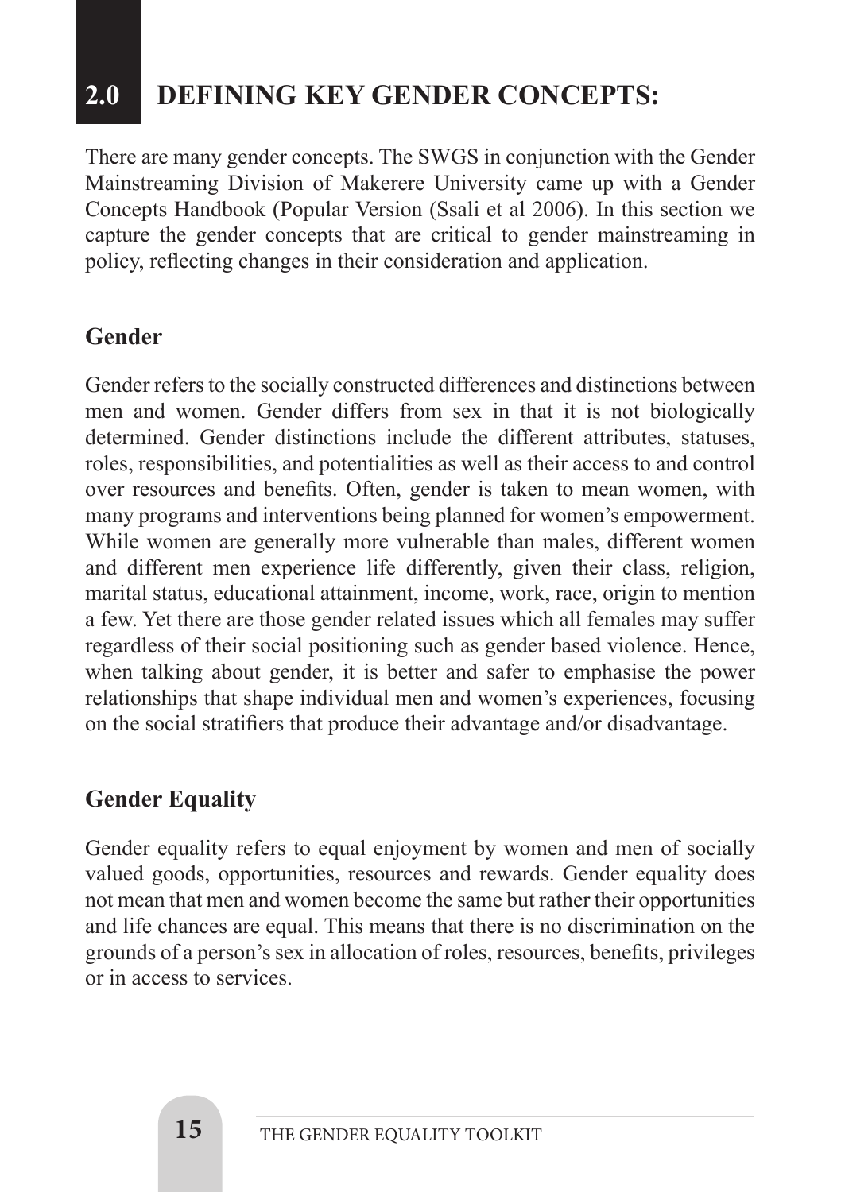# 2.0 DEFINING KEY GENDER CONCEPTS:

There are many gender concepts. The SWGS in conjunction with the Gender Mainstreaming Division of Makerere University came up with a Gender Concepts Handbook (Popular Version (Ssali et al 2006). In this section we capture the gender concepts that are critical to gender mainstreaming in policy, reflecting changes in their consideration and application.

## Gender

Gender refers to the socially constructed differences and distinctions between men and women. Gender differs from sex in that it is not biologically determined. Gender distinctions include the different attributes, statuses, roles, responsibilities, and potentialities as well as their access to and control over resources and benefits. Often, gender is taken to mean women, with many programs and interventions being planned for women's empowerment. While women are generally more vulnerable than males, different women and different men experience life differently, given their class, religion, marital status, educational attainment, income, work, race, origin to mention a few. Yet there are those gender related issues which all females may suffer regardless of their social positioning such as gender based violence. Hence, when talking about gender, it is better and safer to emphasise the power relationships that shape individual men and women's experiences, focusing on the social stratifiers that produce their advantage and/or disadvantage.

## Gender Equality

Gender equality refers to equal enjoyment by women and men of socially valued goods, opportunities, resources and rewards. Gender equality does not mean that men and women become the same but rather their opportunities and life chances are equal. This means that there is no discrimination on the grounds of a person's sex in allocation of roles, resources, benefits, privileges or in access to services.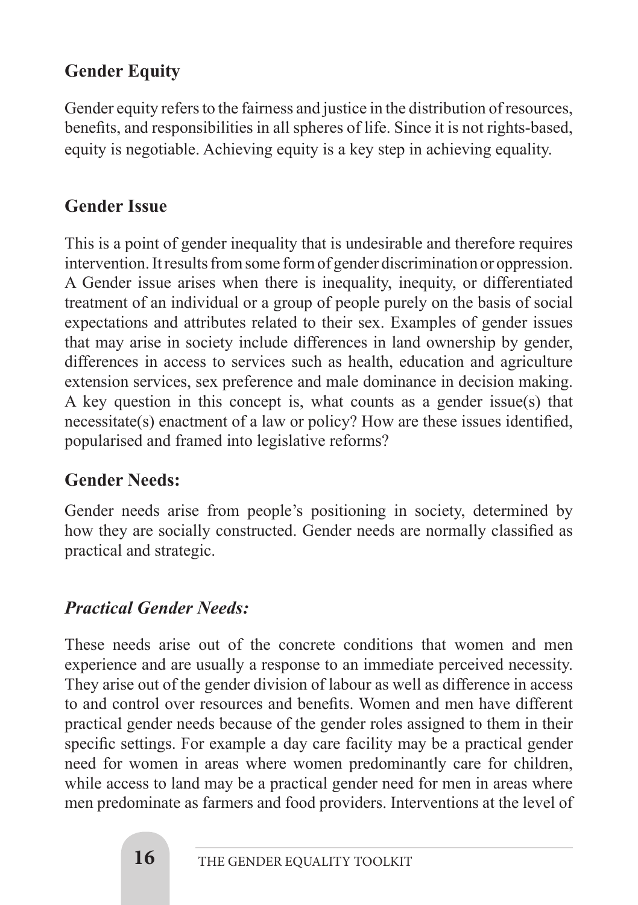## Gender Equity

Gender equity refers to the fairness and justice in the distribution of resources, benefits, and responsibilities in all spheres of life. Since it is not rights-based, equity is negotiable. Achieving equity is a key step in achieving equality.

## Gender Issue

This is a point of gender inequality that is undesirable and therefore requires intervention. It results from some form of gender discrimination or oppression. A Gender issue arises when there is inequality, inequity, or differentiated treatment of an individual or a group of people purely on the basis of social expectations and attributes related to their sex. Examples of gender issues that may arise in society include differences in land ownership by gender, differences in access to services such as health, education and agriculture extension services, sex preference and male dominance in decision making. A key question in this concept is, what counts as a gender issue(s) that necessitate(s) enactment of a law or policy? How are these issues identified, popularised and framed into legislative reforms?

## Gender Needs:

Gender needs arise from people's positioning in society, determined by how they are socially constructed. Gender needs are normally classified as practical and strategic.

### *Practical Gender Needs:*

These needs arise out of the concrete conditions that women and men experience and are usually a response to an immediate perceived necessity. They arise out of the gender division of labour as well as difference in access to and control over resources and benefits. Women and men have different practical gender needs because of the gender roles assigned to them in their specific settings. For example a day care facility may be a practical gender need for women in areas where women predominantly care for children, while access to land may be a practical gender need for men in areas where men predominate as farmers and food providers. Interventions at the level of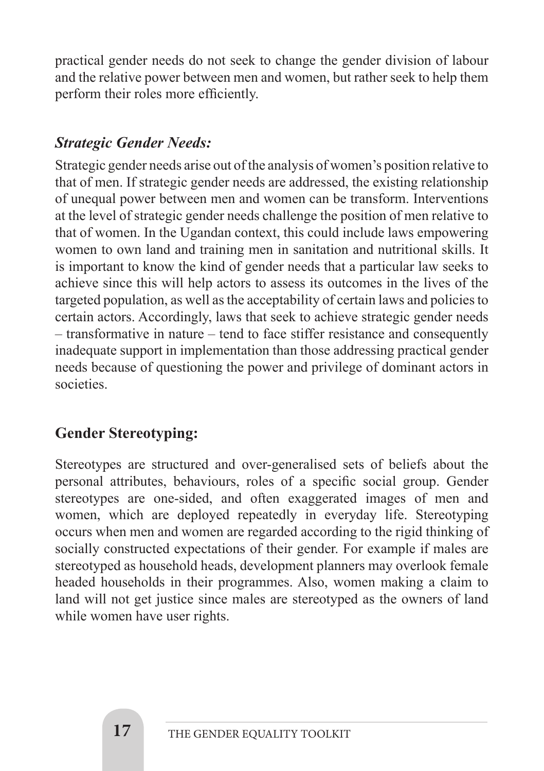practical gender needs do not seek to change the gender division of labour and the relative power between men and women, but rather seek to help them perform their roles more efficiently.

### *Strategic Gender Needs:*

Strategic gender needs arise out of the analysis of women's position relative to that of men. If strategic gender needs are addressed, the existing relationship of unequal power between men and women can be transform. Interventions at the level of strategic gender needs challenge the position of men relative to that of women. In the Ugandan context, this could include laws empowering women to own land and training men in sanitation and nutritional skills. It is important to know the kind of gender needs that a particular law seeks to achieve since this will help actors to assess its outcomes in the lives of the targeted population, as well as the acceptability of certain laws and policies to certain actors. Accordingly, laws that seek to achieve strategic gender needs – transformative in nature – tend to face stiffer resistance and consequently inadequate support in implementation than those addressing practical gender needs because of questioning the power and privilege of dominant actors in societies.

## Gender Stereotyping:

Stereotypes are structured and over-generalised sets of beliefs about the personal attributes, behaviours, roles of a specific social group. Gender stereotypes are one-sided, and often exaggerated images of men and women, which are deployed repeatedly in everyday life. Stereotyping occurs when men and women are regarded according to the rigid thinking of socially constructed expectations of their gender. For example if males are stereotyped as household heads, development planners may overlook female headed households in their programmes. Also, women making a claim to land will not get justice since males are stereotyped as the owners of land while women have user rights.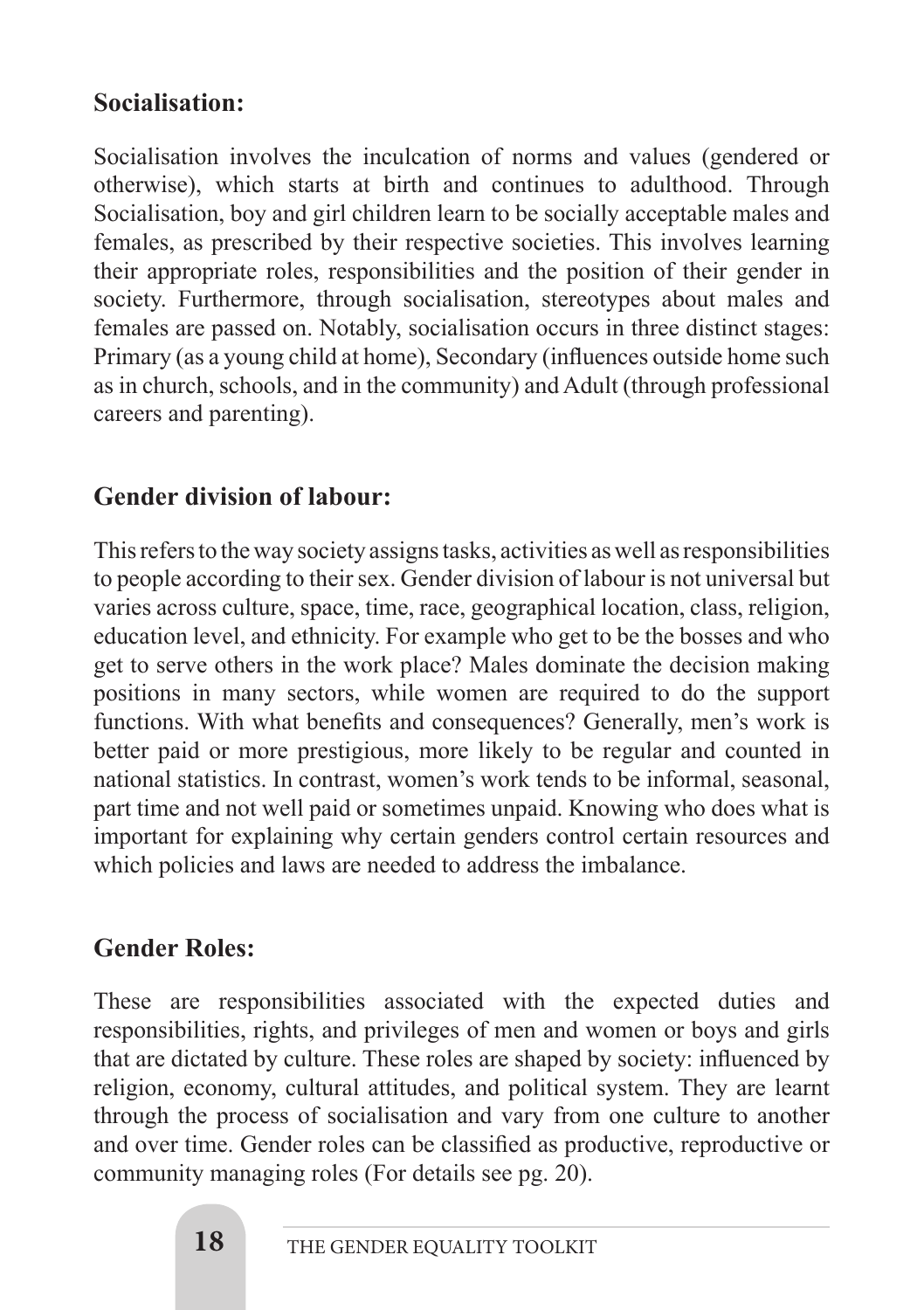## Socialisation:

Socialisation involves the inculcation of norms and values (gendered or otherwise), which starts at birth and continues to adulthood. Through Socialisation, boy and girl children learn to be socially acceptable males and females, as prescribed by their respective societies. This involves learning their appropriate roles, responsibilities and the position of their gender in society. Furthermore, through socialisation, stereotypes about males and females are passed on. Notably, socialisation occurs in three distinct stages: Primary (as a young child at home), Secondary (influences outside home such as in church, schools, and in the community) and Adult (through professional careers and parenting).

## Gender division of labour:

This refers to the way society assigns tasks, activities as well as responsibilities to people according to their sex. Gender division of labour is not universal but varies across culture, space, time, race, geographical location, class, religion, education level, and ethnicity. For example who get to be the bosses and who get to serve others in the work place? Males dominate the decision making positions in many sectors, while women are required to do the support functions. With what benefits and consequences? Generally, men's work is better paid or more prestigious, more likely to be regular and counted in national statistics. In contrast, women's work tends to be informal, seasonal, part time and not well paid or sometimes unpaid. Knowing who does what is important for explaining why certain genders control certain resources and which policies and laws are needed to address the imbalance.

## Gender Roles:

These are responsibilities associated with the expected duties and responsibilities, rights, and privileges of men and women or boys and girls that are dictated by culture. These roles are shaped by society: influenced by religion, economy, cultural attitudes, and political system. They are learnt through the process of socialisation and vary from one culture to another and over time. Gender roles can be classified as productive, reproductive or community managing roles (For details see pg. 20).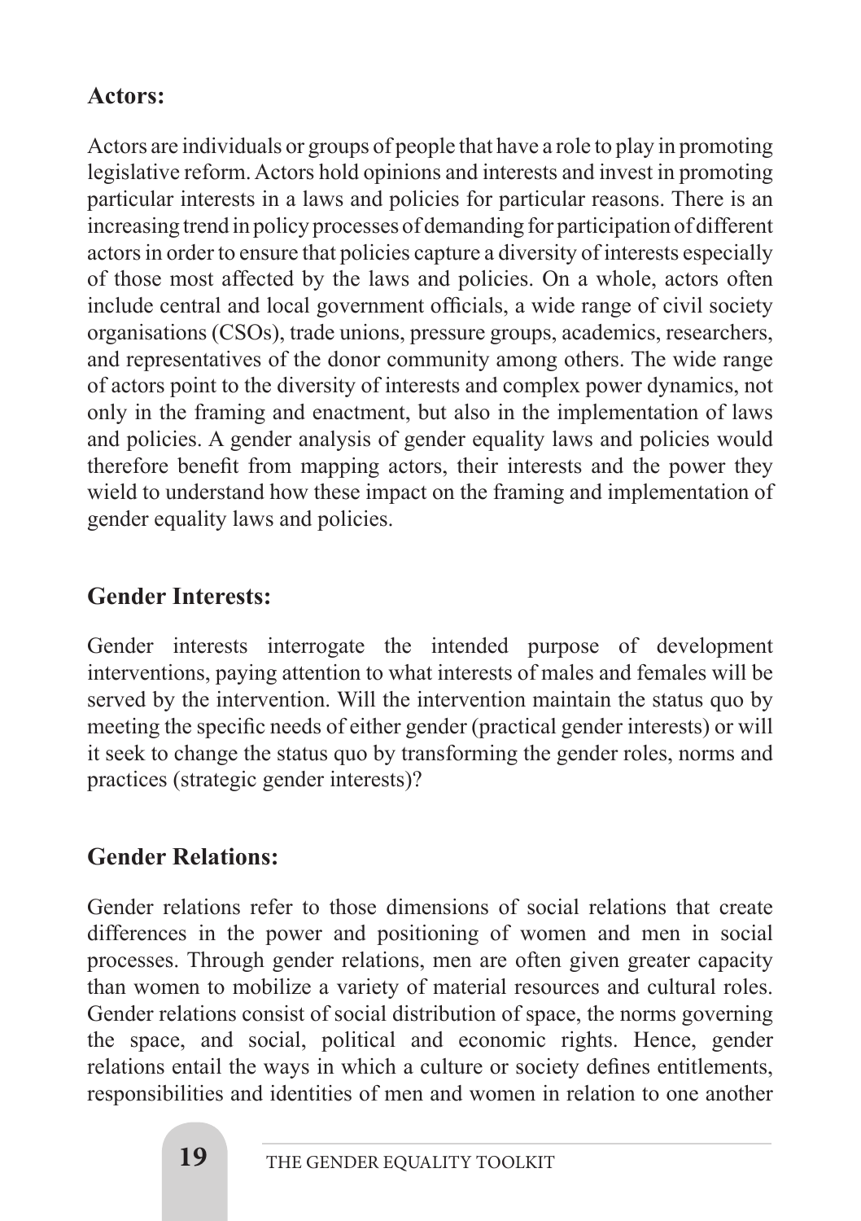**Actors:**

Actors are individuals or groups of people that have a role to play in promoting legislative reform. Actors hold opinions and interests and invest in promoting particular interests in a laws and policies for particular reasons. There is an increasing trend in policy processes of demanding for participation of different actors in order to ensure that policies capture a diversity of interests especially of those most affected by the laws and policies. On a whole, actors often include central and local government officials, a wide range of civil society organisations (CSOs), trade unions, pressure groups, academics, researchers, and representatives of the donor community among others. The wide range of actors point to the diversity of interests and complex power dynamics, not only in the framing and enactment, but also in the implementation of laws and policies. A gender analysis of gender equality laws and policies would therefore benefit from mapping actors, their interests and the power they wield to understand how these impact on the framing and implementation of gender equality laws and policies.

**Gender Interests:**

Gender interests interrogate the intended purpose of development interventions, paying attention to what interests of males and females will be served by the intervention. Will the intervention maintain the status quo by meeting the specific needs of either gender (practical gender interests) or will it seek to change the status quo by transforming the gender roles, norms and practices (strategic gender interests)?

**Gender Relations:**

Gender relations refer to those dimensions of social relations that create differences in the power and positioning of women and men in social processes. Through gender relations, men are often given greater capacity than women to mobilize a variety of material resources and cultural roles. Gender relations consist of social distribution of space, the norms governing the space, and social, political and economic rights. Hence, gender relations entail the ways in which a culture or society defines entitlements, responsibilities and identities of men and women in relation to one another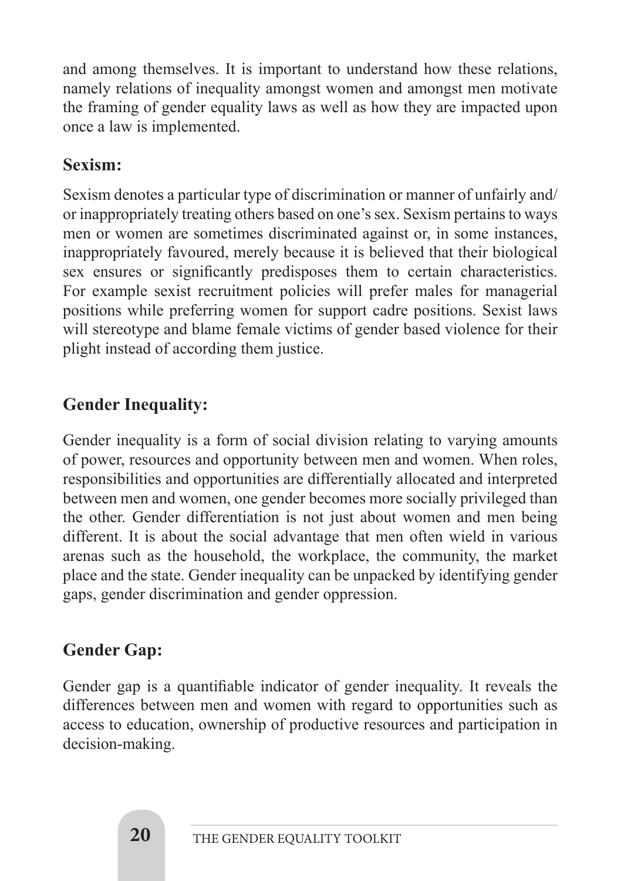and among themselves. It is important to understand how these relations, namely relations of inequality amongst women and amongst men motivate the framing of gender equality laws as well as how they are impacted upon once a law is implemented.

### Sexism:

Sexism denotes a particular type of discrimination or manner of unfairly and/ or inappropriately treating others based on one's sex. Sexism pertains to ways men or women are sometimes discriminated against or, in some instances, inappropriately favoured, merely because it is believed that their biological sex ensures or significantly predisposes them to certain characteristics. For example sexist recruitment policies will prefer males for managerial positions while preferring women for support cadre positions. Sexist laws will stereotype and blame female victims of gender based violence for their plight instead of according them justice.

### Gender Inequality:

Gender inequality is a form of social division relating to varying amounts of power, resources and opportunity between men and women. When roles, responsibilities and opportunities are differentially allocated and interpreted between men and women, one gender becomes more socially privileged than the other. Gender differentiation is not just about women and men being different. It is about the social advantage that men often wield in various arenas such as the household, the workplace, the community, the market place and the state. Gender inequality can be unpacked by identifying gender gaps, gender discrimination and gender oppression.

### Gender Gap:

Gender gap is a quantifiable indicator of gender inequality. It reveals the differences between men and women with regard to opportunities such as access to education, ownership of productive resources and participation in decision-making.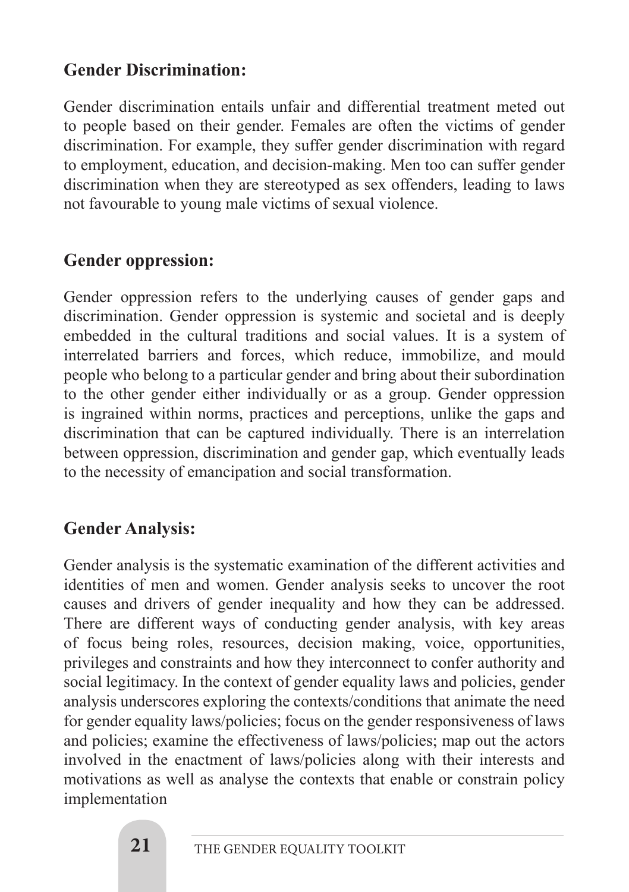## Gender Discrimination:

Gender discrimination entails unfair and differential treatment meted out to people based on their gender. Females are often the victims of gender discrimination. For example, they suffer gender discrimination with regard to employment, education, and decision-making. Men too can suffer gender discrimination when they are stereotyped as sex offenders, leading to laws not favourable to young male victims of sexual violence.

## Gender oppression:

Gender oppression refers to the underlying causes of gender gaps and discrimination. Gender oppression is systemic and societal and is deeply embedded in the cultural traditions and social values. It is a system of interrelated barriers and forces, which reduce, immobilize, and mould people who belong to a particular gender and bring about their subordination to the other gender either individually or as a group. Gender oppression is ingrained within norms, practices and perceptions, unlike the gaps and discrimination that can be captured individually. There is an interrelation between oppression, discrimination and gender gap, which eventually leads to the necessity of emancipation and social transformation.

## Gender Analysis:

Gender analysis is the systematic examination of the different activities and identities of men and women. Gender analysis seeks to uncover the root causes and drivers of gender inequality and how they can be addressed. There are different ways of conducting gender analysis, with key areas of focus being roles, resources, decision making, voice, opportunities, privileges and constraints and how they interconnect to confer authority and social legitimacy. In the context of gender equality laws and policies, gender analysis underscores exploring the contexts/conditions that animate the need for gender equality laws/policies; focus on the gender responsiveness of laws and policies; examine the effectiveness of laws/policies; map out the actors involved in the enactment of laws/policies along with their interests and motivations as well as analyse the contexts that enable or constrain policy implementation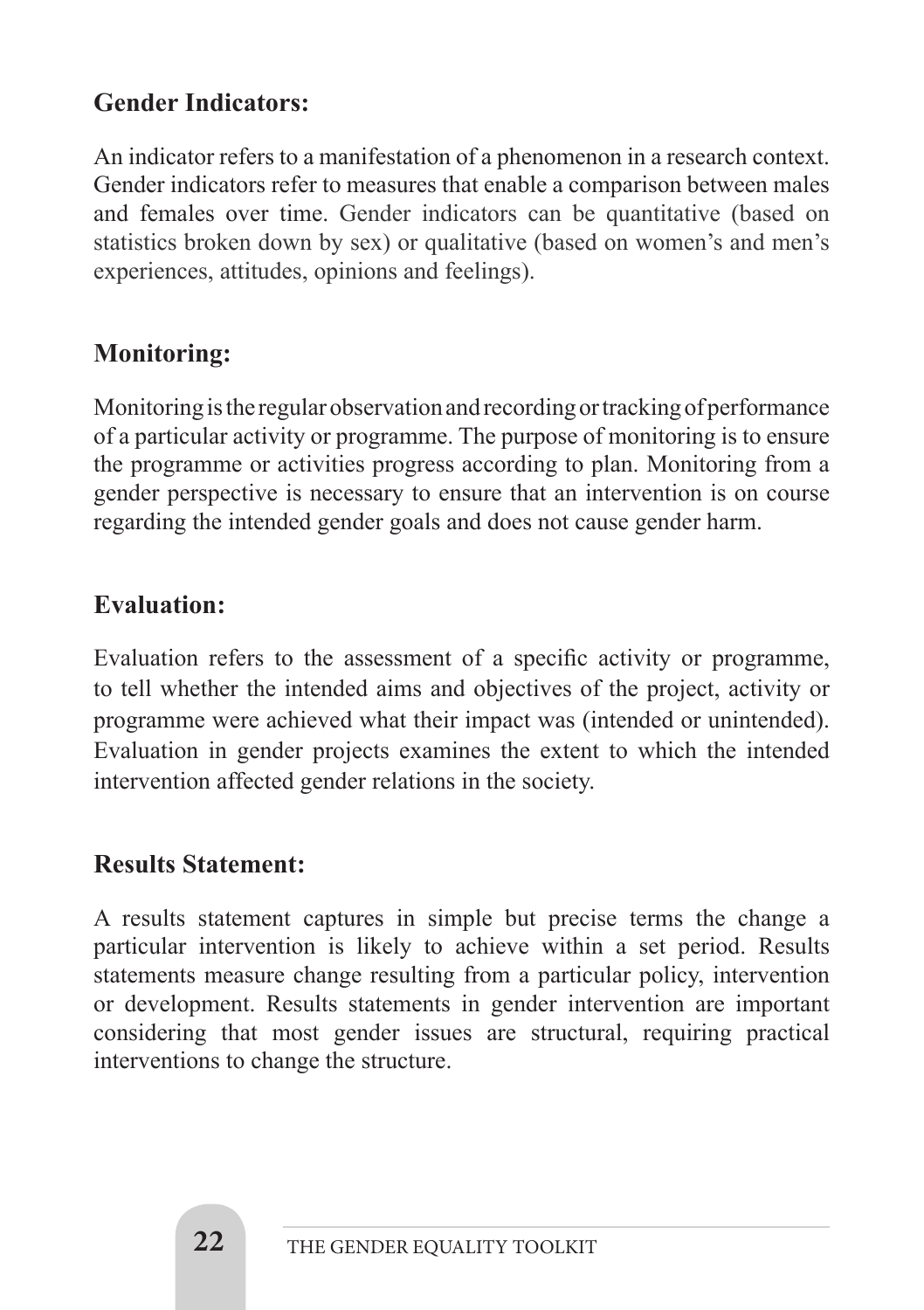## Gender Indicators:

An indicator refers to a manifestation of a phenomenon in a research context. Gender indicators refer to measures that enable a comparison between males and females over time. Gender indicators can be quantitative (based on statistics broken down by sex) or qualitative (based on women's and men's experiences, attitudes, opinions and feelings).

## Monitoring:

Monitoring is the regular observation and recording or tracking of performance of a particular activity or programme. The purpose of monitoring is to ensure the programme or activities progress according to plan. Monitoring from a gender perspective is necessary to ensure that an intervention is on course regarding the intended gender goals and does not cause gender harm.

## Evaluation:

Evaluation refers to the assessment of a specific activity or programme, to tell whether the intended aims and objectives of the project, activity or programme were achieved what their impact was (intended or unintended). Evaluation in gender projects examines the extent to which the intended intervention affected gender relations in the society.

## Results Statement:

A results statement captures in simple but precise terms the change a particular intervention is likely to achieve within a set period. Results statements measure change resulting from a particular policy, intervention or development. Results statements in gender intervention are important considering that most gender issues are structural, requiring practical interventions to change the structure.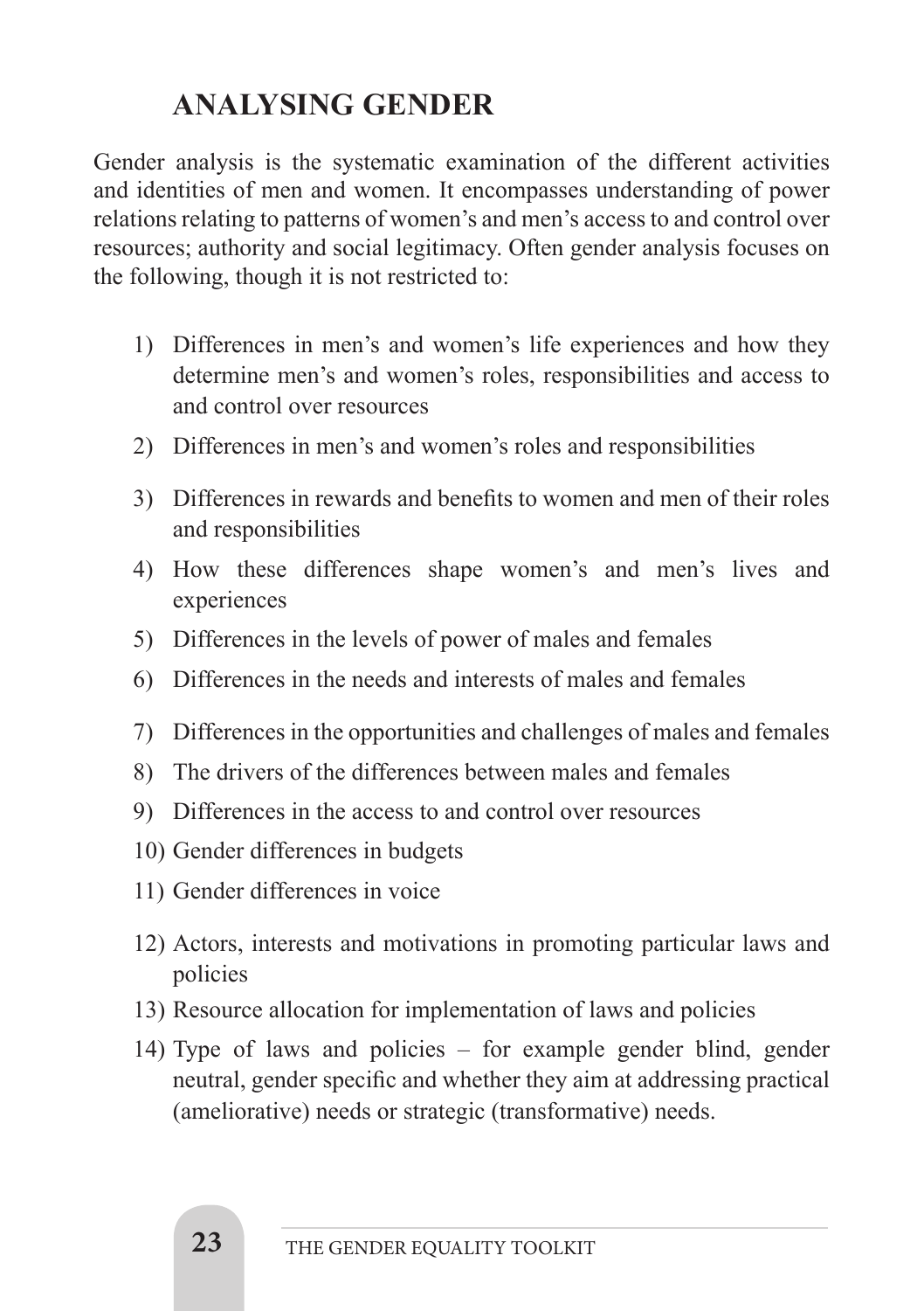## ANALYSING GENDER

Gender analysis is the systematic examination of the different activities and identities of men and women. It encompasses understanding of power relations relating to patterns of women's and men's access to and control over resources; authority and social legitimacy. Often gender analysis focuses on the following, though it is not restricted to:

1) Differences in men's and women's life experiences and how they determine men's and women's roles, responsibilities and access to and control over resources
2) Differences in men's and women's roles and responsibilities
3) Differences in rewards and benefits to women and men of their roles and responsibilities
4) How these differences shape women's and men's lives and experiences
5) Differences in the levels of power of males and females
6) Differences in the needs and interests of males and females
7) Differences in the opportunities and challenges of males and females
8) The drivers of the differences between males and females
9) Differences in the access to and control over resources
10) Gender differences in budgets
11) Gender differences in voice
12) Actors, interests and motivations in promoting particular laws and policies
13) Resource allocation for implementation of laws and policies
14) Type of laws and policies – for example gender blind, gender neutral, gender specific and whether they aim at addressing practical (ameliorative) needs or strategic (transformative) needs.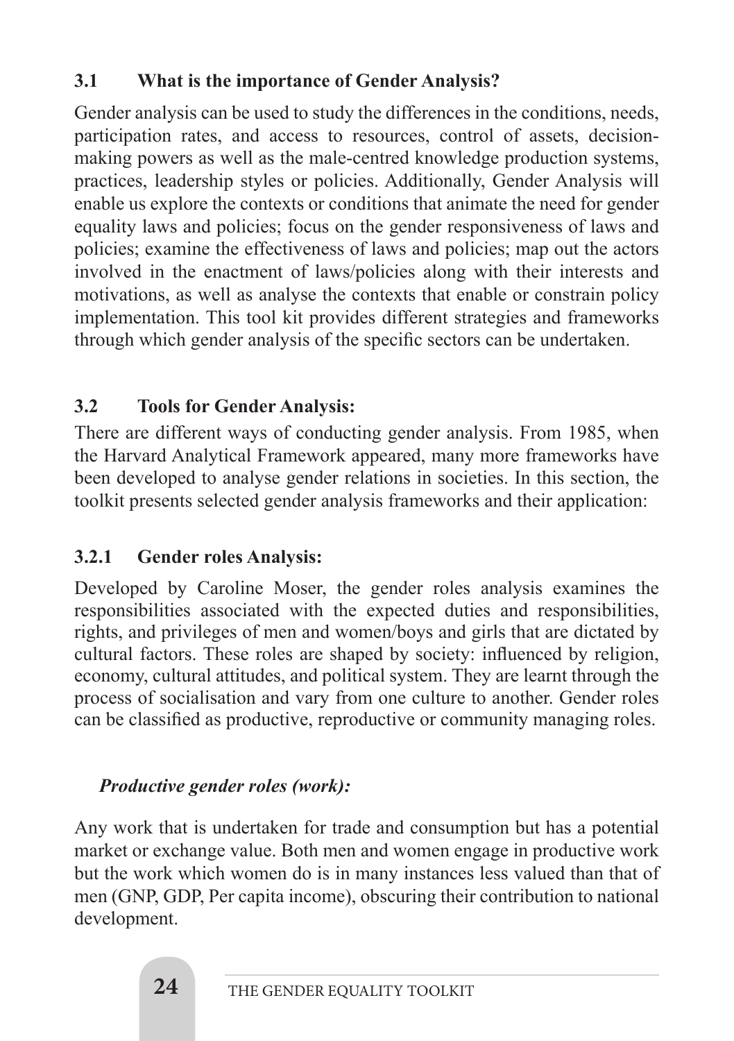## 3.1 What is the importance of Gender Analysis?

Gender analysis can be used to study the differences in the conditions, needs, participation rates, and access to resources, control of assets, decision-making powers as well as the male-centred knowledge production systems, practices, leadership styles or policies. Additionally, Gender Analysis will enable us explore the contexts or conditions that animate the need for gender equality laws and policies; focus on the gender responsiveness of laws and policies; examine the effectiveness of laws and policies; map out the actors involved in the enactment of laws/policies along with their interests and motivations, as well as analyse the contexts that enable or constrain policy implementation. This tool kit provides different strategies and frameworks through which gender analysis of the specific sectors can be undertaken.

## 3.2 Tools for Gender Analysis:

There are different ways of conducting gender analysis. From 1985, when the Harvard Analytical Framework appeared, many more frameworks have been developed to analyse gender relations in societies. In this section, the toolkit presents selected gender analysis frameworks and their application:

### 3.2.1 Gender roles Analysis:

Developed by Caroline Moser, the gender roles analysis examines the responsibilities associated with the expected duties and responsibilities, rights, and privileges of men and women/boys and girls that are dictated by cultural factors. These roles are shaped by society: influenced by religion, economy, cultural attitudes, and political system. They are learnt through the process of socialisation and vary from one culture to another. Gender roles can be classified as productive, reproductive or community managing roles.

***Productive gender roles (work):***

Any work that is undertaken for trade and consumption but has a potential market or exchange value. Both men and women engage in productive work but the work which women do is in many instances less valued than that of men (GNP, GDP, Per capita income), obscuring their contribution to national development.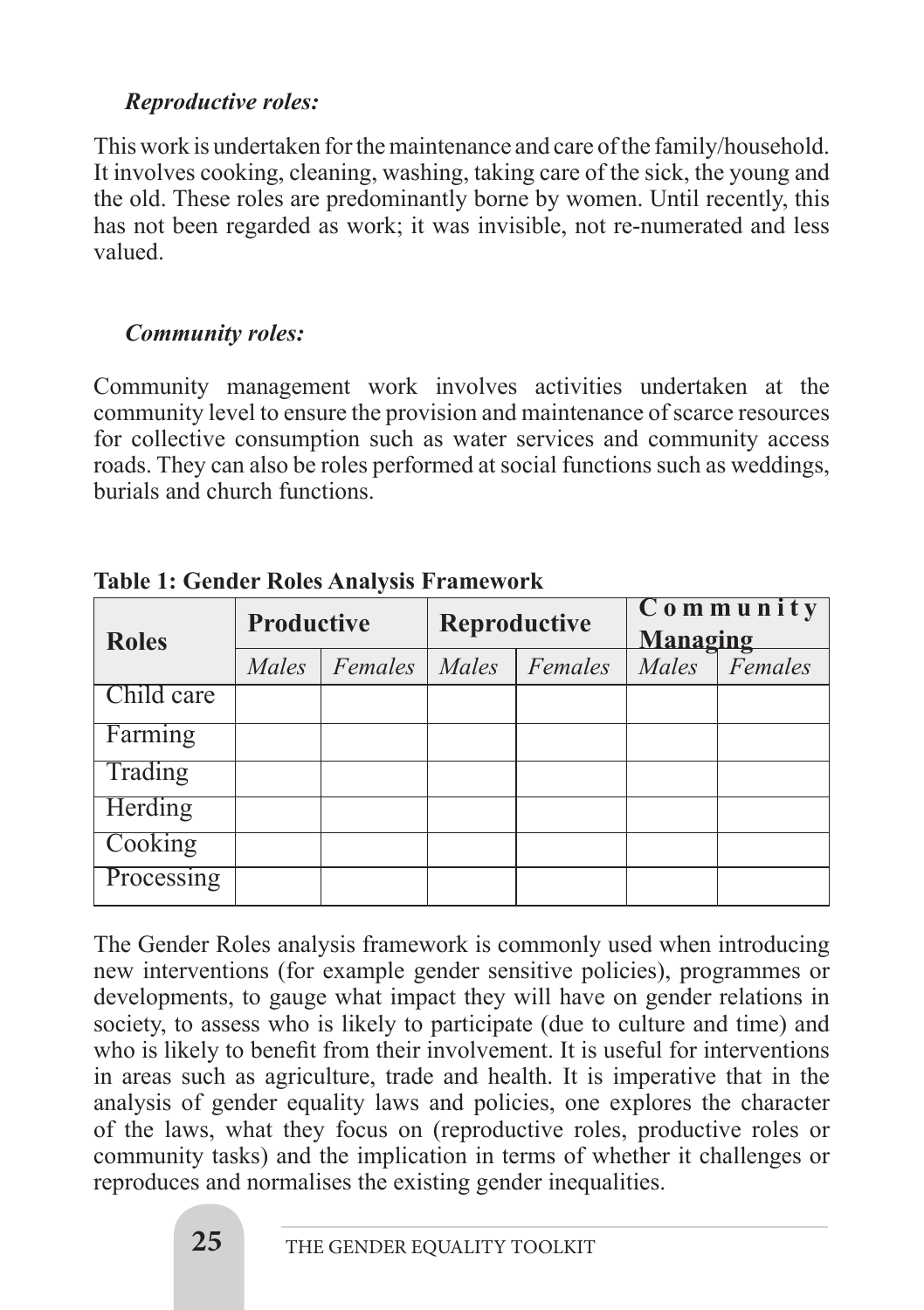***Reproductive roles:***

This work is undertaken for the maintenance and care of the family/household. It involves cooking, cleaning, washing, taking care of the sick, the young and the old. These roles are predominantly borne by women. Until recently, this has not been regarded as work; it was invisible, not re-numerated and less valued.

***Community roles:***

Community management work involves activities undertaken at the community level to ensure the provision and maintenance of scarce resources for collective consumption such as water services and community access roads. They can also be roles performed at social functions such as weddings, burials and church functions.

**Table 1: Gender Roles Analysis Framework**

| **Roles** | **Productive** | | **Reproductive** | | **Community Managing** | |
|---|---|---|---|---|---|---|
| | *Males* | *Females* | *Males* | *Females* | *Males* | *Females* |
| Child care | | | | | | |
| Farming | | | | | | |
| Trading | | | | | | |
| Herding | | | | | | |
| Cooking | | | | | | |
| Processing | | | | | | |

The Gender Roles analysis framework is commonly used when introducing new interventions (for example gender sensitive policies), programmes or developments, to gauge what impact they will have on gender relations in society, to assess who is likely to participate (due to culture and time) and who is likely to benefit from their involvement. It is useful for interventions in areas such as agriculture, trade and health. It is imperative that in the analysis of gender equality laws and policies, one explores the character of the laws, what they focus on (reproductive roles, productive roles or community tasks) and the implication in terms of whether it challenges or reproduces and normalises the existing gender inequalities.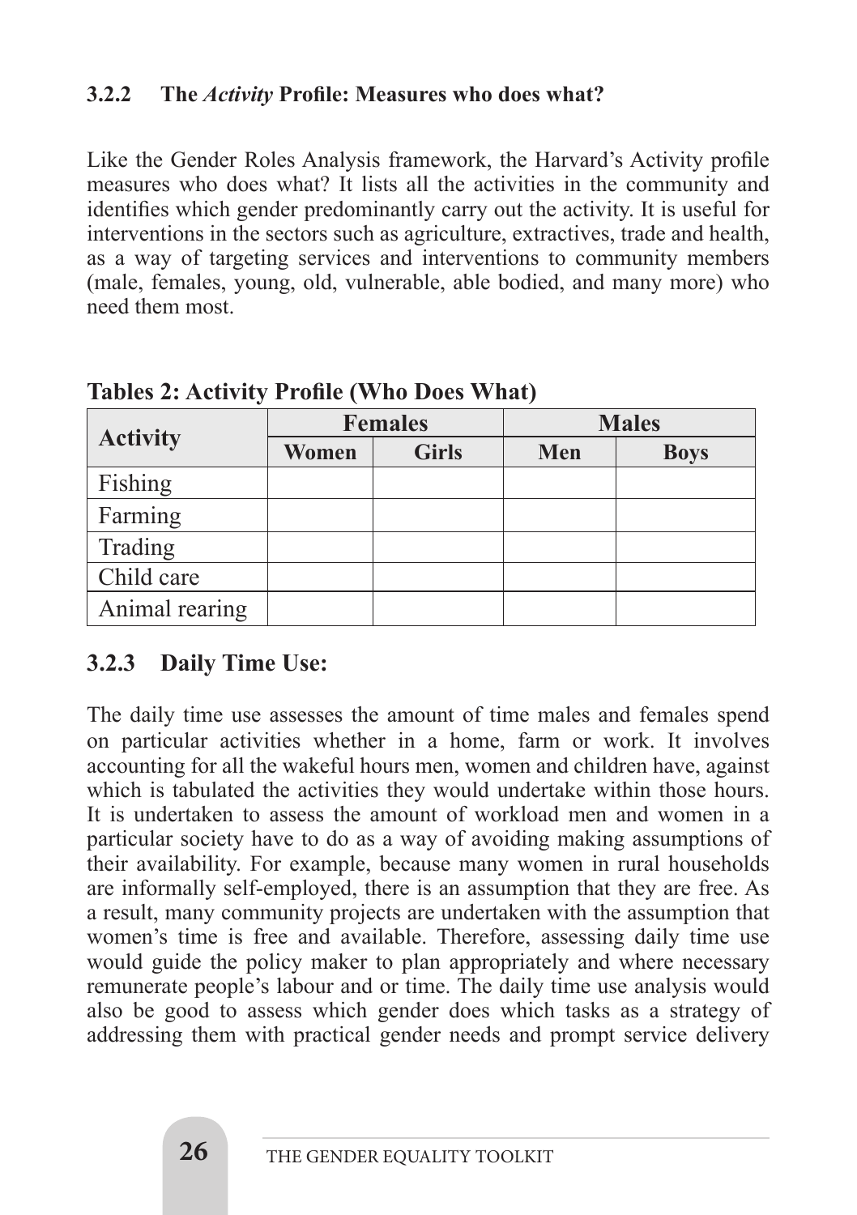### 3.2.2 The *Activity* Profile: Measures who does what?

Like the Gender Roles Analysis framework, the Harvard's Activity profile measures who does what? It lists all the activities in the community and identifies which gender predominantly carry out the activity. It is useful for interventions in the sectors such as agriculture, extractives, trade and health, as a way of targeting services and interventions to community members (male, females, young, old, vulnerable, able bodied, and many more) who need them most.

**Tables 2: Activity Profile (Who Does What)**

| Activity | Females | | Males | |
|---|---|---|---|---|
| | Women | Girls | Men | Boys |
| Fishing | | | | |
| Farming | | | | |
| Trading | | | | |
| Child care | | | | |
| Animal rearing | | | | |

### 3.2.3 Daily Time Use:

The daily time use assesses the amount of time males and females spend on particular activities whether in a home, farm or work. It involves accounting for all the wakeful hours men, women and children have, against which is tabulated the activities they would undertake within those hours. It is undertaken to assess the amount of workload men and women in a particular society have to do as a way of avoiding making assumptions of their availability. For example, because many women in rural households are informally self-employed, there is an assumption that they are free. As a result, many community projects are undertaken with the assumption that women's time is free and available. Therefore, assessing daily time use would guide the policy maker to plan appropriately and where necessary remunerate people's labour and or time. The daily time use analysis would also be good to assess which gender does which tasks as a strategy of addressing them with practical gender needs and prompt service delivery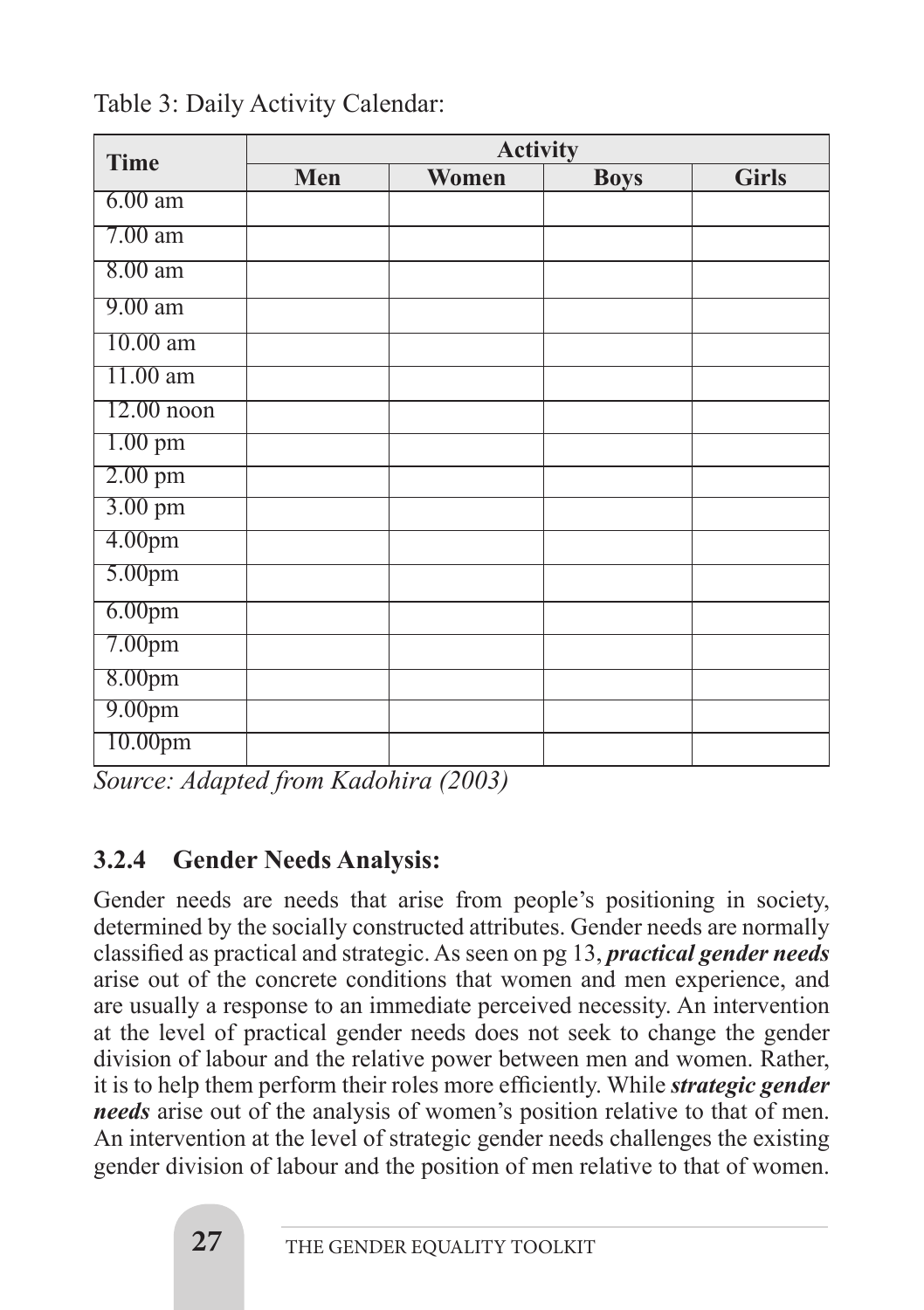Table 3: Daily Activity Calendar:

| Time | Activity | | | |
|---|---|---|---|---|
| | Men | Women | Boys | Girls |
| 6.00 am | | | | |
| 7.00 am | | | | |
| 8.00 am | | | | |
| 9.00 am | | | | |
| 10.00 am | | | | |
| 11.00 am | | | | |
| 12.00 noon | | | | |
| 1.00 pm | | | | |
| 2.00 pm | | | | |
| 3.00 pm | | | | |
| 4.00pm | | | | |
| 5.00pm | | | | |
| 6.00pm | | | | |
| 7.00pm | | | | |
| 8.00pm | | | | |
| 9.00pm | | | | |
| 10.00pm | | | | |

*Source: Adapted from Kadohira (2003)*

### 3.2.4 Gender Needs Analysis:

Gender needs are needs that arise from people's positioning in society, determined by the socially constructed attributes. Gender needs are normally classified as practical and strategic. As seen on pg 13, ***practical gender needs*** arise out of the concrete conditions that women and men experience, and are usually a response to an immediate perceived necessity. An intervention at the level of practical gender needs does not seek to change the gender division of labour and the relative power between men and women. Rather, it is to help them perform their roles more efficiently. While ***strategic gender needs*** arise out of the analysis of women's position relative to that of men. An intervention at the level of strategic gender needs challenges the existing gender division of labour and the position of men relative to that of women.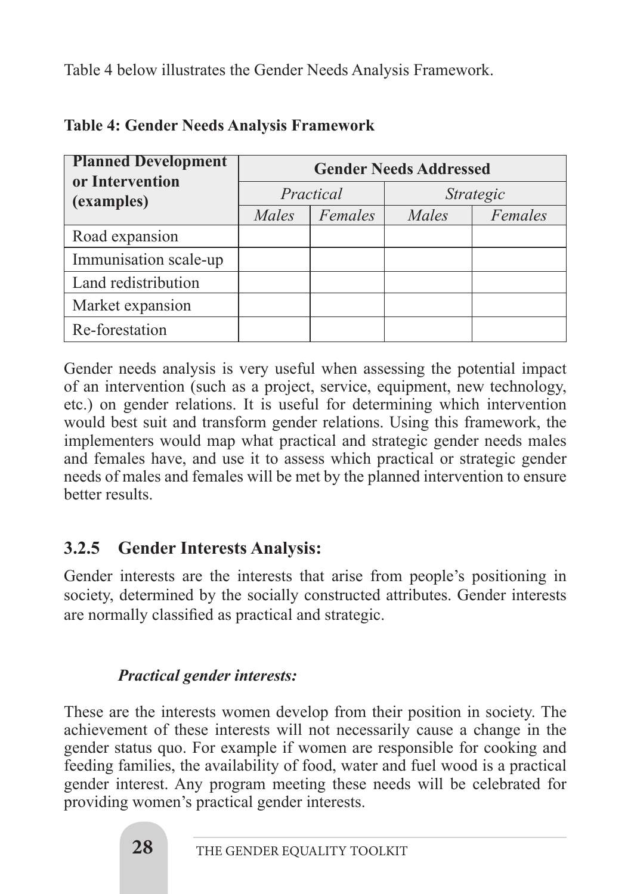Table 4 below illustrates the Gender Needs Analysis Framework.

**Table 4: Gender Needs Analysis Framework**

| **Planned Development or Intervention (examples)** | **Gender Needs Addressed** | | | |
|---|---|---|---|---|
| | *Practical* | | *Strategic* | |
| | *Males* | *Females* | *Males* | *Females* |
| Road expansion | | | | |
| Immunisation scale-up | | | | |
| Land redistribution | | | | |
| Market expansion | | | | |
| Re-forestation | | | | |

Gender needs analysis is very useful when assessing the potential impact of an intervention (such as a project, service, equipment, new technology, etc.) on gender relations. It is useful for determining which intervention would best suit and transform gender relations. Using this framework, the implementers would map what practical and strategic gender needs males and females have, and use it to assess which practical or strategic gender needs of males and females will be met by the planned intervention to ensure better results.

### 3.2.5 Gender Interests Analysis:

Gender interests are the interests that arise from people's positioning in society, determined by the socially constructed attributes. Gender interests are normally classified as practical and strategic.

***Practical gender interests:***

These are the interests women develop from their position in society. The achievement of these interests will not necessarily cause a change in the gender status quo. For example if women are responsible for cooking and feeding families, the availability of food, water and fuel wood is a practical gender interest. Any program meeting these needs will be celebrated for providing women's practical gender interests.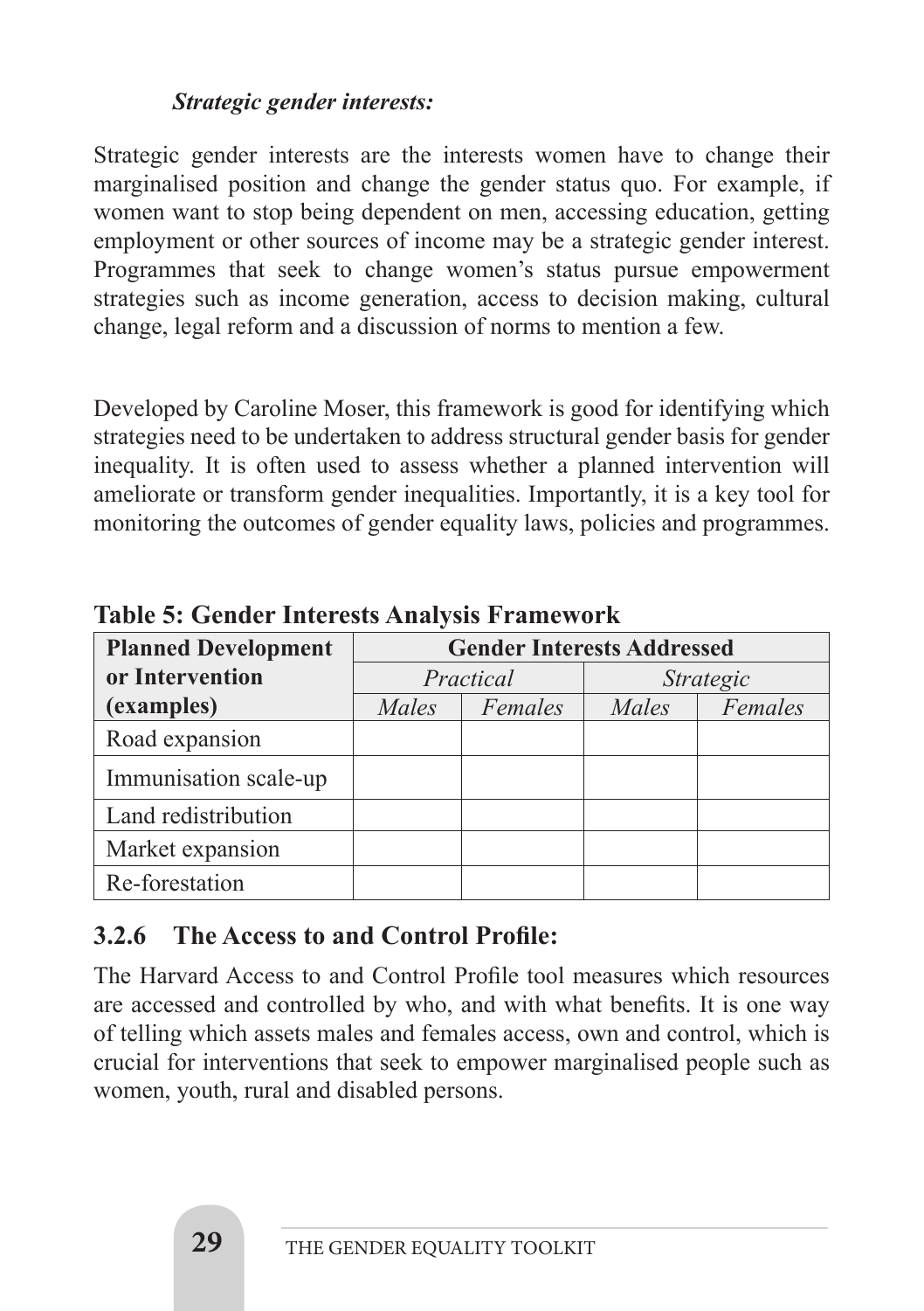***Strategic gender interests:***

Strategic gender interests are the interests women have to change their marginalised position and change the gender status quo. For example, if women want to stop being dependent on men, accessing education, getting employment or other sources of income may be a strategic gender interest. Programmes that seek to change women's status pursue empowerment strategies such as income generation, access to decision making, cultural change, legal reform and a discussion of norms to mention a few.

Developed by Caroline Moser, this framework is good for identifying which strategies need to be undertaken to address structural gender basis for gender inequality. It is often used to assess whether a planned intervention will ameliorate or transform gender inequalities. Importantly, it is a key tool for monitoring the outcomes of gender equality laws, policies and programmes.

**Table 5: Gender Interests Analysis Framework**

| **Planned Development or Intervention (examples)** | **Gender Interests Addressed** | | | |
|---|---|---|---|---|
| | *Practical* | | *Strategic* | |
| | *Males* | *Females* | *Males* | *Females* |
| Road expansion | | | | |
| Immunisation scale-up | | | | |
| Land redistribution | | | | |
| Market expansion | | | | |
| Re-forestation | | | | |

### 3.2.6 The Access to and Control Profile:

The Harvard Access to and Control Profile tool measures which resources are accessed and controlled by who, and with what benefits. It is one way of telling which assets males and females access, own and control, which is crucial for interventions that seek to empower marginalised people such as women, youth, rural and disabled persons.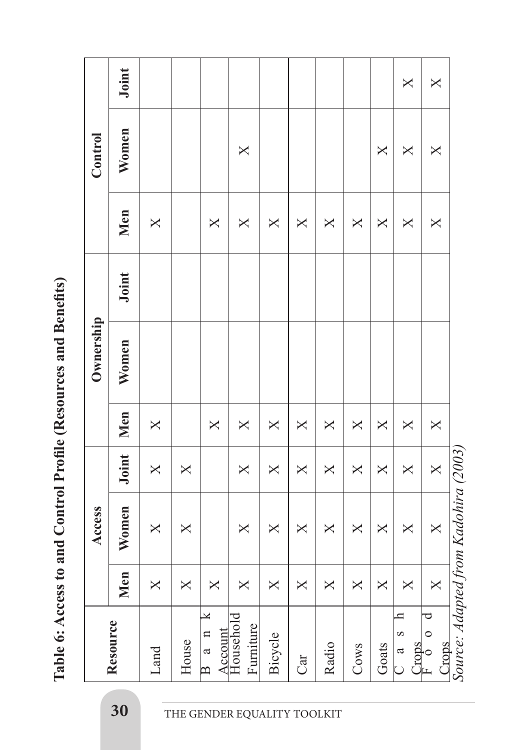**Table 6: Access to and Control Profile (Resources and Benefits)**

| Resource | Access | | | Ownership | | | Control | | |
|---|---|---|---|---|---|---|---|---|---|
| | Men | Women | Joint | Men | Women | Joint | Men | Women | Joint |
| Land | X | X | X | X | | | X | | |
| House | X | X | X | | | | | | |
| Bank Account | X | | | X | | | X | | |
| Household Furniture | X | X | X | X | | | X | X | |
| Bicycle | X | X | X | X | | | X | | |
| Car | X | X | X | X | | | X | | |
| Radio | X | X | X | X | | | X | | |
| Cows | X | X | X | X | | | X | | |
| Goats | X | X | X | X | | | X | X | |
| Cash Crops | X | X | X | X | | | X | X | X |
| Food Crops | X | X | X | X | | | X | X | X |

*Source: Adapted from Kadohira (2003)*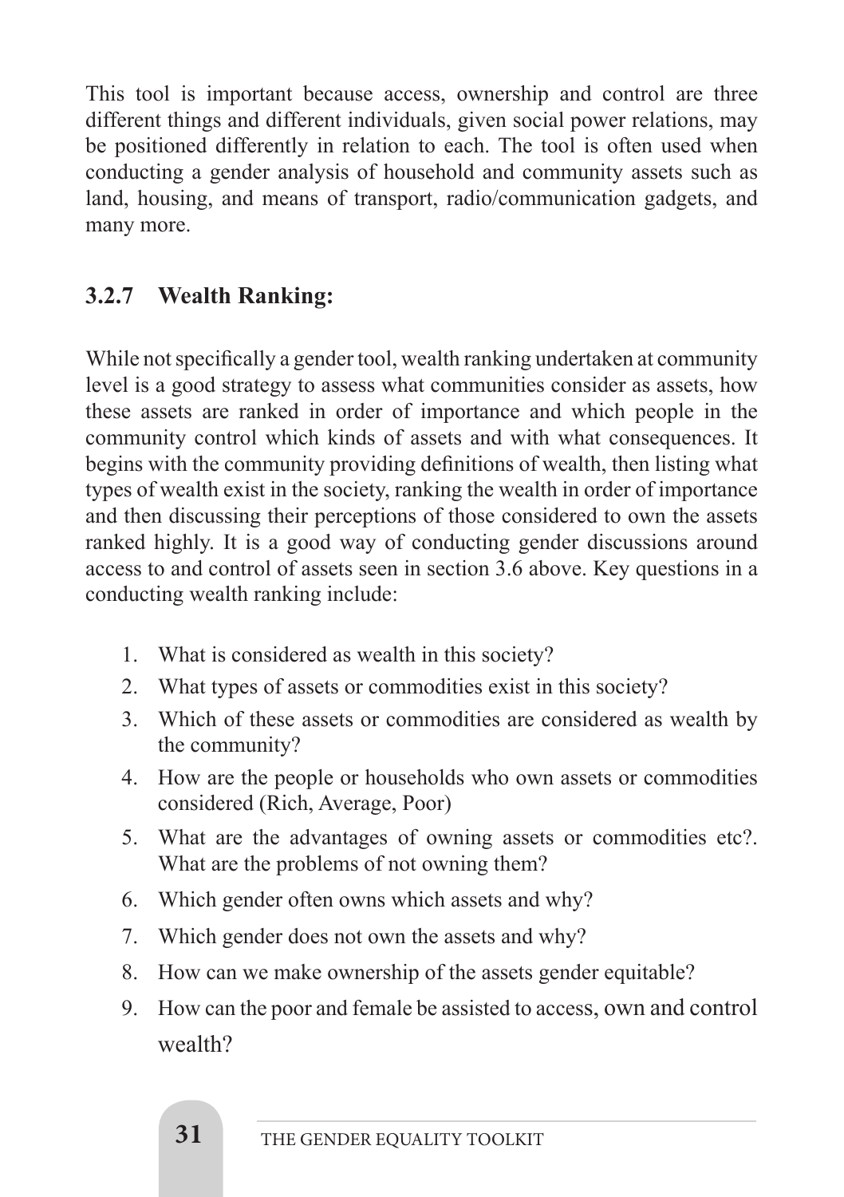This tool is important because access, ownership and control are three different things and different individuals, given social power relations, may be positioned differently in relation to each. The tool is often used when conducting a gender analysis of household and community assets such as land, housing, and means of transport, radio/communication gadgets, and many more.

### 3.2.7 Wealth Ranking:

While not specifically a gender tool, wealth ranking undertaken at community level is a good strategy to assess what communities consider as assets, how these assets are ranked in order of importance and which people in the community control which kinds of assets and with what consequences. It begins with the community providing definitions of wealth, then listing what types of wealth exist in the society, ranking the wealth in order of importance and then discussing their perceptions of those considered to own the assets ranked highly. It is a good way of conducting gender discussions around access to and control of assets seen in section 3.6 above. Key questions in a conducting wealth ranking include:

1. What is considered as wealth in this society?
2. What types of assets or commodities exist in this society?
3. Which of these assets or commodities are considered as wealth by the community?
4. How are the people or households who own assets or commodities considered (Rich, Average, Poor)
5. What are the advantages of owning assets or commodities etc?. What are the problems of not owning them?
6. Which gender often owns which assets and why?
7. Which gender does not own the assets and why?
8. How can we make ownership of the assets gender equitable?
9. How can the poor and female be assisted to access, own and control wealth?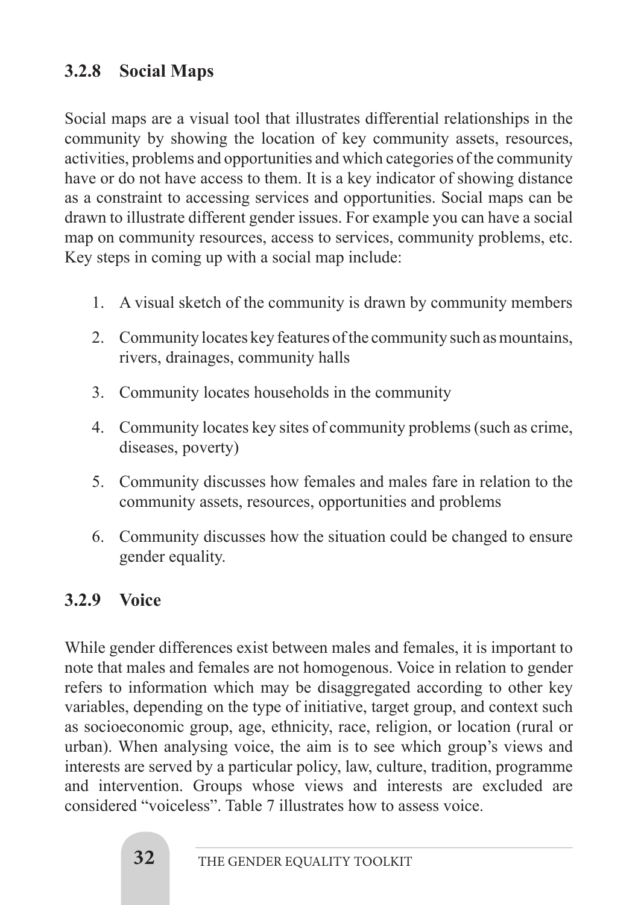### 3.2.8 Social Maps

Social maps are a visual tool that illustrates differential relationships in the community by showing the location of key community assets, resources, activities, problems and opportunities and which categories of the community have or do not have access to them. It is a key indicator of showing distance as a constraint to accessing services and opportunities. Social maps can be drawn to illustrate different gender issues. For example you can have a social map on community resources, access to services, community problems, etc. Key steps in coming up with a social map include:

1. A visual sketch of the community is drawn by community members
2. Community locates key features of the community such as mountains, rivers, drainages, community halls
3. Community locates households in the community
4. Community locates key sites of community problems (such as crime, diseases, poverty)
5. Community discusses how females and males fare in relation to the community assets, resources, opportunities and problems
6. Community discusses how the situation could be changed to ensure gender equality.

### 3.2.9 Voice

While gender differences exist between males and females, it is important to note that males and females are not homogenous. Voice in relation to gender refers to information which may be disaggregated according to other key variables, depending on the type of initiative, target group, and context such as socioeconomic group, age, ethnicity, race, religion, or location (rural or urban). When analysing voice, the aim is to see which group's views and interests are served by a particular policy, law, culture, tradition, programme and intervention. Groups whose views and interests are excluded are considered "voiceless". Table 7 illustrates how to assess voice.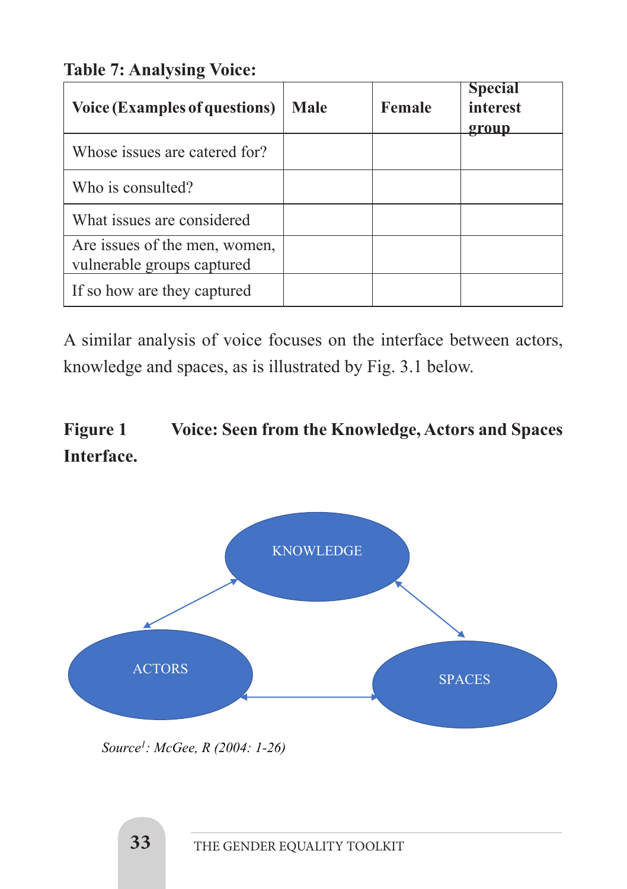**Table 7: Analysing Voice:**

| Voice (Examples of questions) | Male | Female | Special interest group |
|---|---|---|---|
| Whose issues are catered for? | | | |
| Who is consulted? | | | |
| What issues are considered | | | |
| Are issues of the men, women, vulnerable groups captured | | | |
| If so how are they captured | | | |

A similar analysis of voice focuses on the interface between actors, knowledge and spaces, as is illustrated by Fig. 3.1 below.

**Figure 1 Voice: Seen from the Knowledge, Actors and Spaces Interface.**

KNOWLEDGE

ACTORS

SPACES

*Source[1]: McGee, R (2004: 1-26)*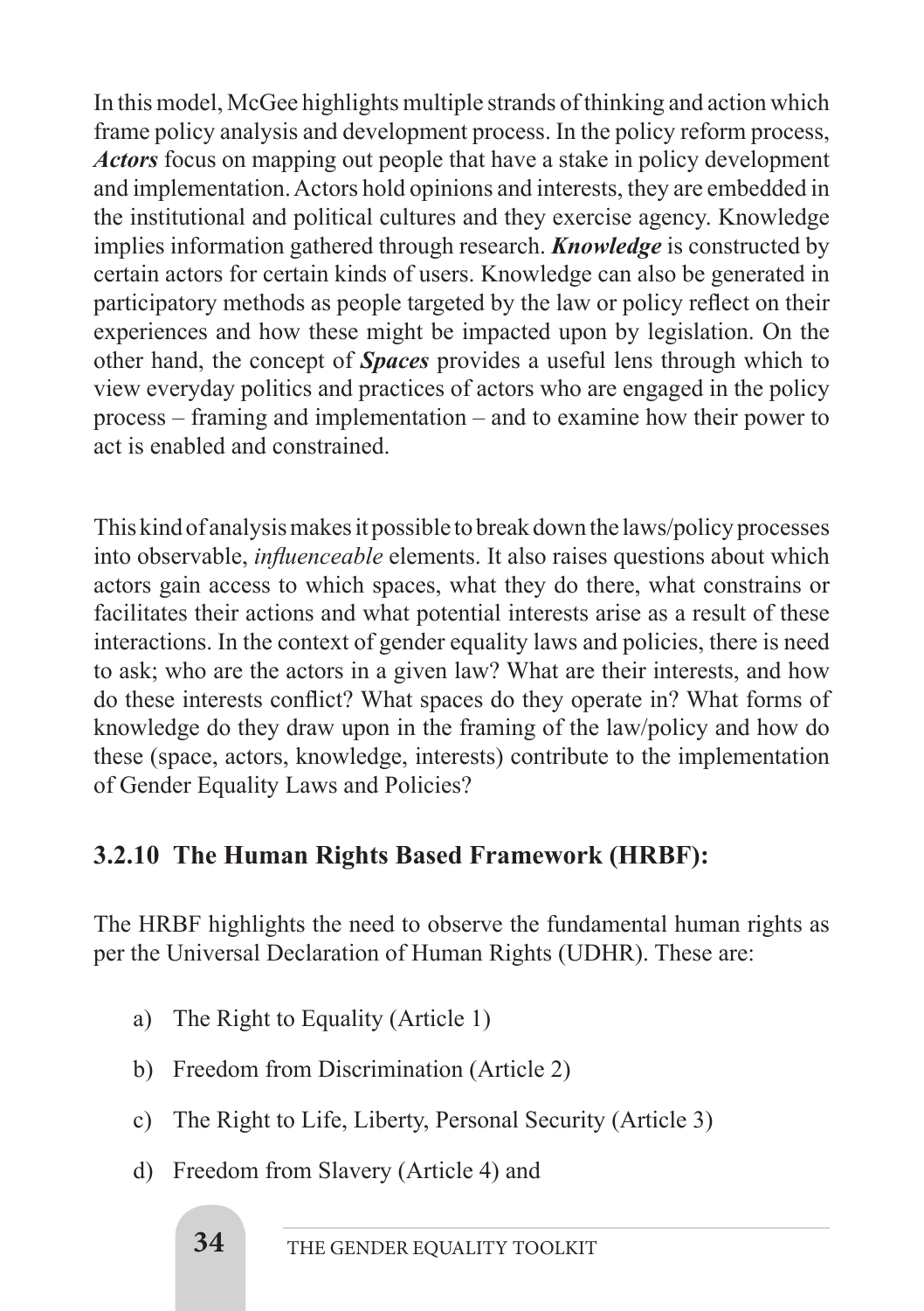In this model, McGee highlights multiple strands of thinking and action which frame policy analysis and development process. In the policy reform process, ***Actors*** focus on mapping out people that have a stake in policy development and implementation. Actors hold opinions and interests, they are embedded in the institutional and political cultures and they exercise agency. Knowledge implies information gathered through research. ***Knowledge*** is constructed by certain actors for certain kinds of users. Knowledge can also be generated in participatory methods as people targeted by the law or policy reflect on their experiences and how these might be impacted upon by legislation. On the other hand, the concept of ***Spaces*** provides a useful lens through which to view everyday politics and practices of actors who are engaged in the policy process – framing and implementation – and to examine how their power to act is enabled and constrained.

This kind of analysis makes it possible to break down the laws/policy processes into observable, *influenceable* elements. It also raises questions about which actors gain access to which spaces, what they do there, what constrains or facilitates their actions and what potential interests arise as a result of these interactions. In the context of gender equality laws and policies, there is need to ask; who are the actors in a given law? What are their interests, and how do these interests conflict? What spaces do they operate in? What forms of knowledge do they draw upon in the framing of the law/policy and how do these (space, actors, knowledge, interests) contribute to the implementation of Gender Equality Laws and Policies?

### 3.2.10 The Human Rights Based Framework (HRBF):

The HRBF highlights the need to observe the fundamental human rights as per the Universal Declaration of Human Rights (UDHR). These are:

a) The Right to Equality (Article 1)

b) Freedom from Discrimination (Article 2)

c) The Right to Life, Liberty, Personal Security (Article 3)

d) Freedom from Slavery (Article 4) and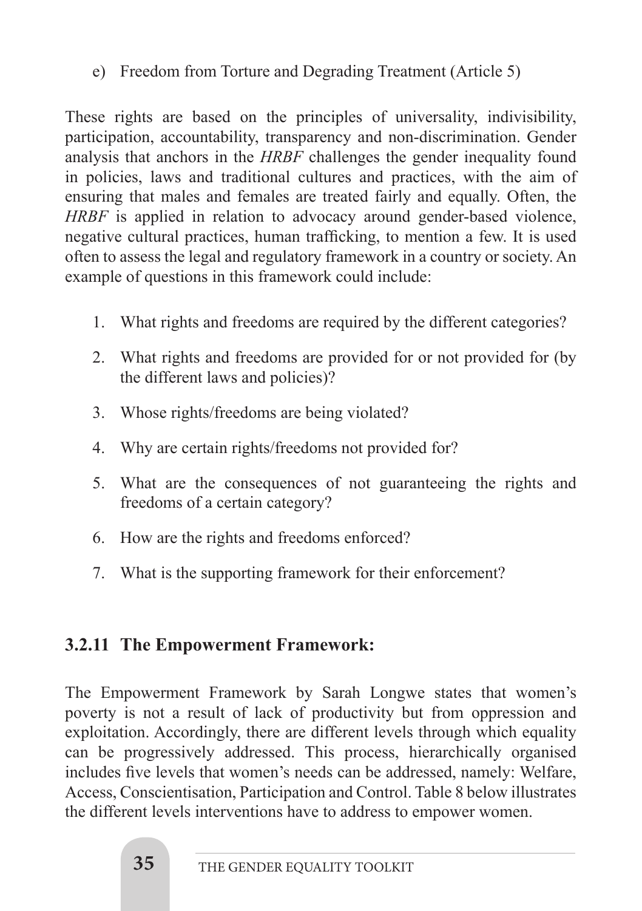e) Freedom from Torture and Degrading Treatment (Article 5)

These rights are based on the principles of universality, indivisibility, participation, accountability, transparency and non-discrimination. Gender analysis that anchors in the *HRBF* challenges the gender inequality found in policies, laws and traditional cultures and practices, with the aim of ensuring that males and females are treated fairly and equally. Often, the *HRBF* is applied in relation to advocacy around gender-based violence, negative cultural practices, human trafficking, to mention a few. It is used often to assess the legal and regulatory framework in a country or society. An example of questions in this framework could include:

1. What rights and freedoms are required by the different categories?
2. What rights and freedoms are provided for or not provided for (by the different laws and policies)?
3. Whose rights/freedoms are being violated?
4. Why are certain rights/freedoms not provided for?
5. What are the consequences of not guaranteeing the rights and freedoms of a certain category?
6. How are the rights and freedoms enforced?
7. What is the supporting framework for their enforcement?

### 3.2.11 The Empowerment Framework:

The Empowerment Framework by Sarah Longwe states that women's poverty is not a result of lack of productivity but from oppression and exploitation. Accordingly, there are different levels through which equality can be progressively addressed. This process, hierarchically organised includes five levels that women's needs can be addressed, namely: Welfare, Access, Conscientisation, Participation and Control. Table 8 below illustrates the different levels interventions have to address to empower women.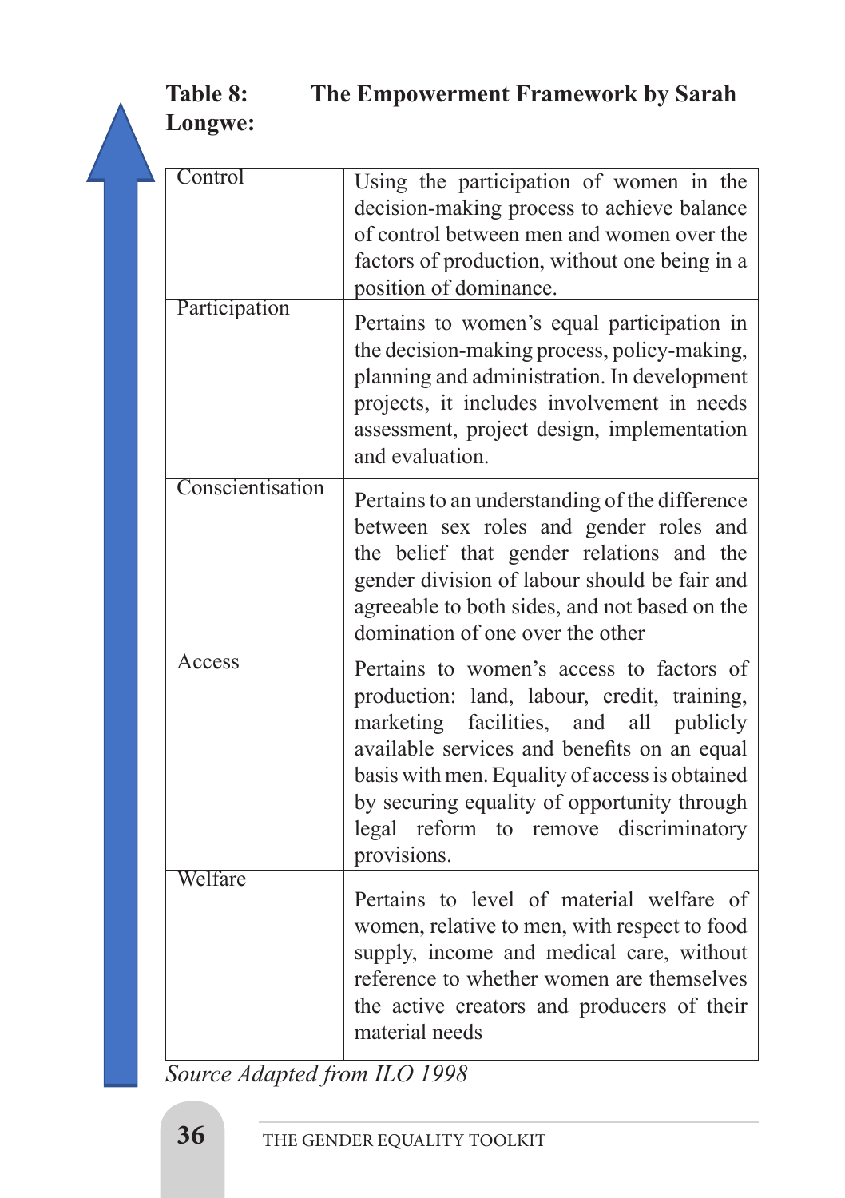**Table 8: The Empowerment Framework by Sarah Longwe:**

| | |
|---|---|
| Control | Using the participation of women in the decision-making process to achieve balance of control between men and women over the factors of production, without one being in a position of dominance. |
| Participation | Pertains to women's equal participation in the decision-making process, policy-making, planning and administration. In development projects, it includes involvement in needs assessment, project design, implementation and evaluation. |
| Conscientisation | Pertains to an understanding of the difference between sex roles and gender roles and the belief that gender relations and the gender division of labour should be fair and agreeable to both sides, and not based on the domination of one over the other |
| Access | Pertains to women's access to factors of production: land, labour, credit, training, marketing facilities, and all publicly available services and benefits on an equal basis with men. Equality of access is obtained by securing equality of opportunity through legal reform to remove discriminatory provisions. |
| Welfare | Pertains to level of material welfare of women, relative to men, with respect to food supply, income and medical care, without reference to whether women are themselves the active creators and producers of their material needs |

*Source Adapted from ILO 1998*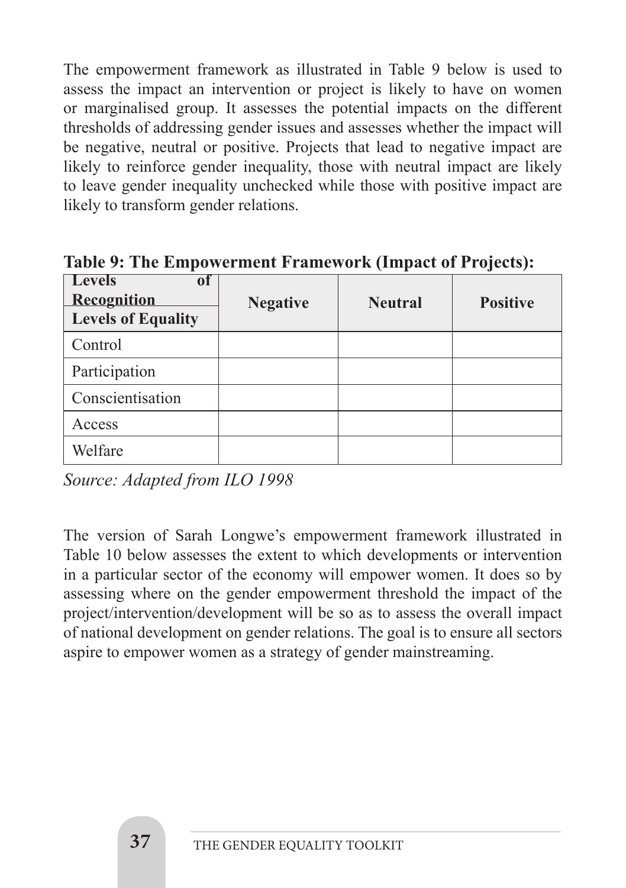The empowerment framework as illustrated in Table 9 below is used to assess the impact an intervention or project is likely to have on women or marginalised group. It assesses the potential impacts on the different thresholds of addressing gender issues and assesses whether the impact will be negative, neutral or positive. Projects that lead to negative impact are likely to reinforce gender inequality, those with neutral impact are likely to leave gender inequality unchecked while those with positive impact are likely to transform gender relations.

**Table 9: The Empowerment Framework (Impact of Projects):**

| Levels of Recognition / Levels of Equality | Negative | Neutral | Positive |
|---|---|---|---|
| Control | | | |
| Participation | | | |
| Conscientisation | | | |
| Access | | | |
| Welfare | | | |

*Source: Adapted from ILO 1998*

The version of Sarah Longwe's empowerment framework illustrated in Table 10 below assesses the extent to which developments or intervention in a particular sector of the economy will empower women. It does so by assessing where on the gender empowerment threshold the impact of the project/intervention/development will be so as to assess the overall impact of national development on gender relations. The goal is to ensure all sectors aspire to empower women as a strategy of gender mainstreaming.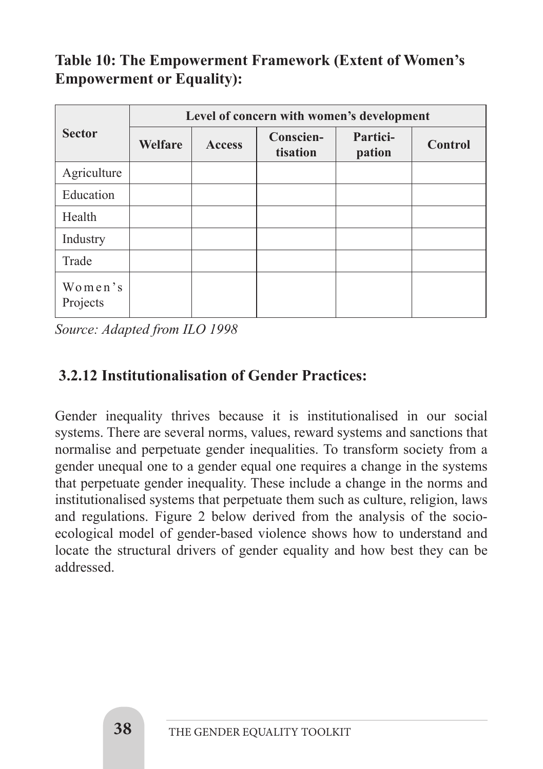**Table 10: The Empowerment Framework (Extent of Women's Empowerment or Equality):**

| Sector | Level of concern with women's development | | | | |
|---|---|---|---|---|---|
| | Welfare | Access | Conscien-tisation | Partici-pation | Control |
| Agriculture | | | | | |
| Education | | | | | |
| Health | | | | | |
| Industry | | | | | |
| Trade | | | | | |
| Women's Projects | | | | | |

*Source: Adapted from ILO 1998*

### 3.2.12 Institutionalisation of Gender Practices:

Gender inequality thrives because it is institutionalised in our social systems. There are several norms, values, reward systems and sanctions that normalise and perpetuate gender inequalities. To transform society from a gender unequal one to a gender equal one requires a change in the systems that perpetuate gender inequality. These include a change in the norms and institutionalised systems that perpetuate them such as culture, religion, laws and regulations. Figure 2 below derived from the analysis of the socio-ecological model of gender-based violence shows how to understand and locate the structural drivers of gender equality and how best they can be addressed.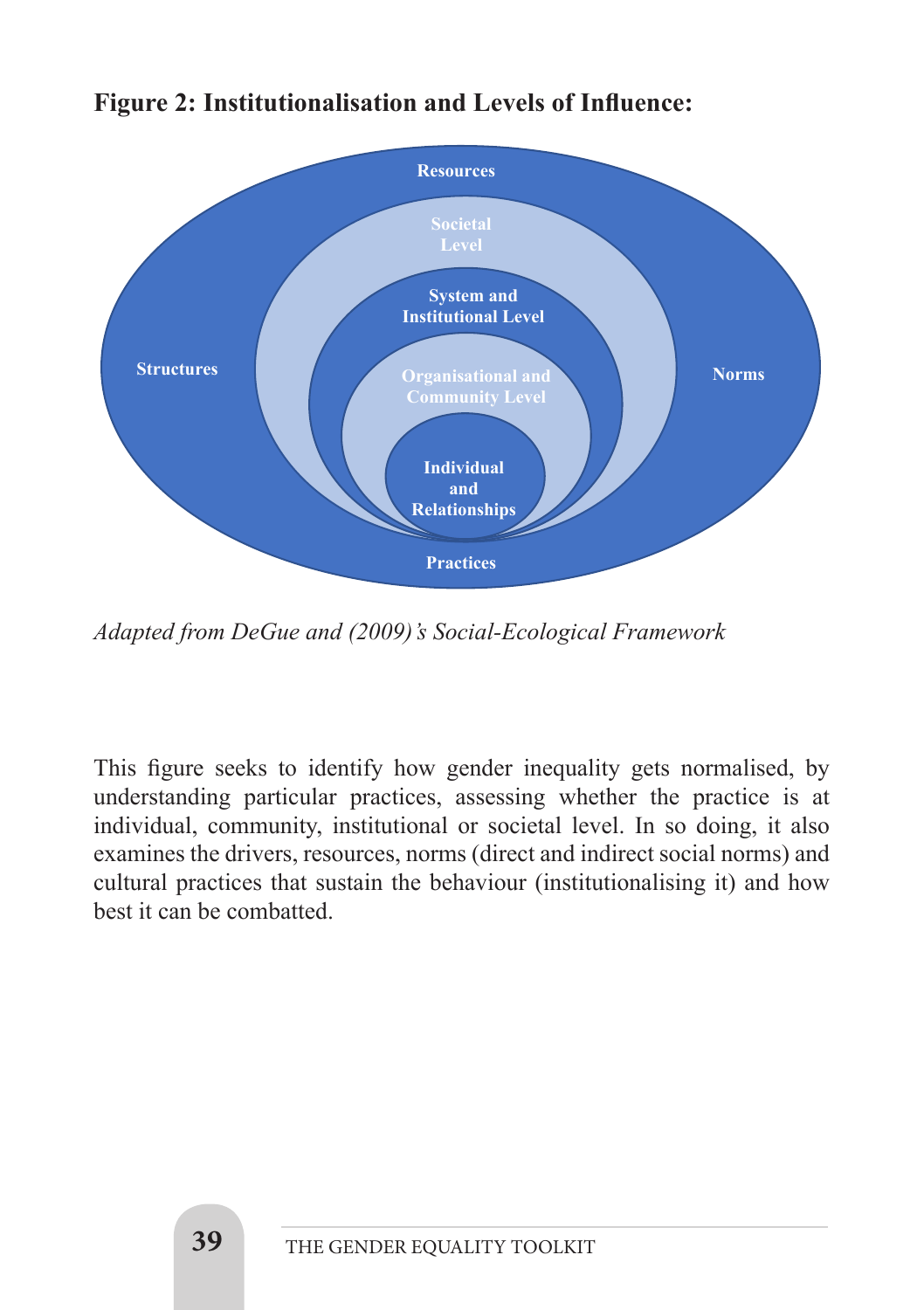**Figure 2: Institutionalisation and Levels of Influence:**

Resources

Societal Level

System and Institutional Level

Structures

Organisational and Community Level

Norms

Individual and Relationships

Practices

*Adapted from DeGue and (2009)'s Social-Ecological Framework*

This figure seeks to identify how gender inequality gets normalised, by understanding particular practices, assessing whether the practice is at individual, community, institutional or societal level. In so doing, it also examines the drivers, resources, norms (direct and indirect social norms) and cultural practices that sustain the behaviour (institutionalising it) and how best it can be combatted.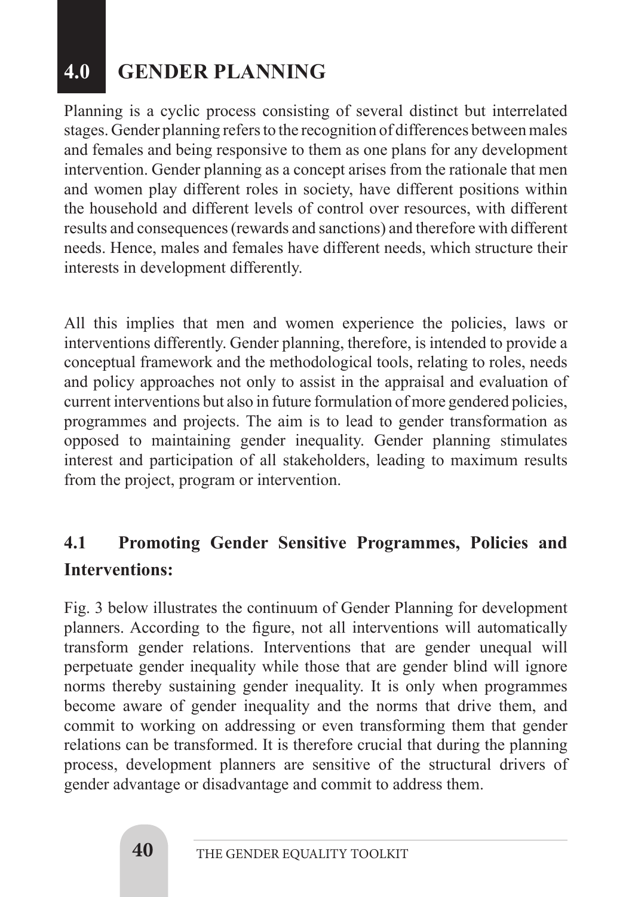## 4.0 GENDER PLANNING

Planning is a cyclic process consisting of several distinct but interrelated stages. Gender planning refers to the recognition of differences between males and females and being responsive to them as one plans for any development intervention. Gender planning as a concept arises from the rationale that men and women play different roles in society, have different positions within the household and different levels of control over resources, with different results and consequences (rewards and sanctions) and therefore with different needs. Hence, males and females have different needs, which structure their interests in development differently.

All this implies that men and women experience the policies, laws or interventions differently. Gender planning, therefore, is intended to provide a conceptual framework and the methodological tools, relating to roles, needs and policy approaches not only to assist in the appraisal and evaluation of current interventions but also in future formulation of more gendered policies, programmes and projects. The aim is to lead to gender transformation as opposed to maintaining gender inequality. Gender planning stimulates interest and participation of all stakeholders, leading to maximum results from the project, program or intervention.

### 4.1 Promoting Gender Sensitive Programmes, Policies and Interventions:

Fig. 3 below illustrates the continuum of Gender Planning for development planners. According to the figure, not all interventions will automatically transform gender relations. Interventions that are gender unequal will perpetuate gender inequality while those that are gender blind will ignore norms thereby sustaining gender inequality. It is only when programmes become aware of gender inequality and the norms that drive them, and commit to working on addressing or even transforming them that gender relations can be transformed. It is therefore crucial that during the planning process, development planners are sensitive of the structural drivers of gender advantage or disadvantage and commit to address them.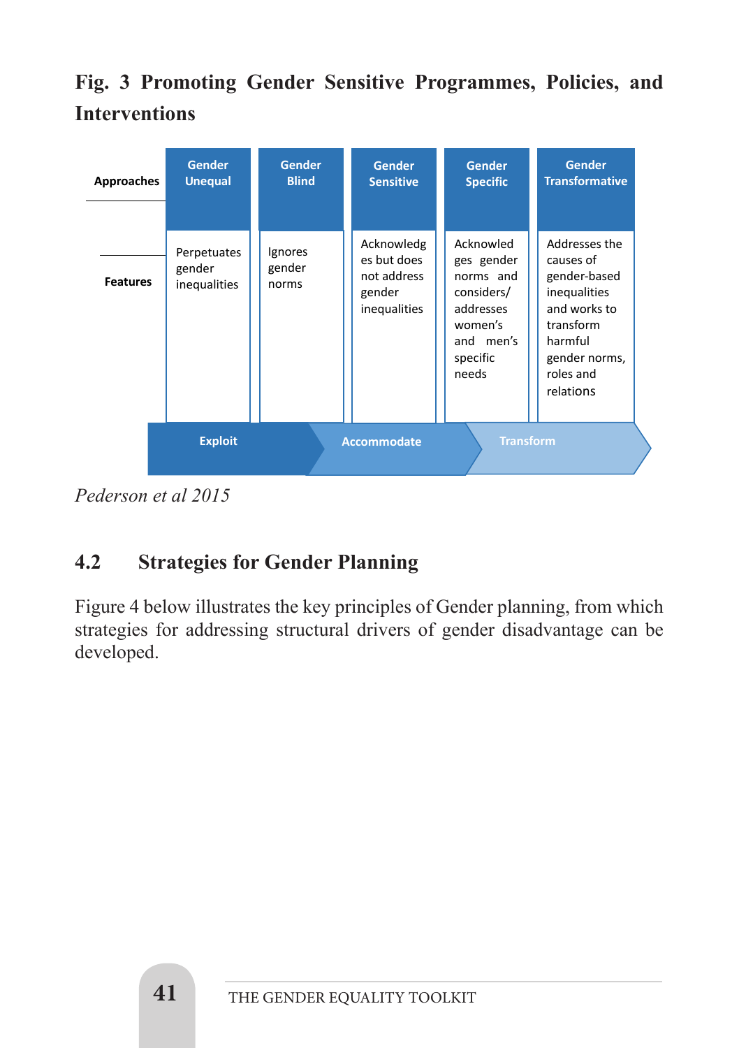**Fig. 3 Promoting Gender Sensitive Programmes, Policies, and Interventions**

| Approaches | Gender Unequal | Gender Blind | Gender Sensitive | Gender Specific | Gender Transformative |
|---|---|---|---|---|---|
| Features | Perpetuates gender inequalities | Ignores gender norms | Acknowledges but does not address gender inequalities | Acknowledges gender norms and considers/ addresses women's and men's specific needs | Addresses the causes of gender-based inequalities and works to transform harmful gender norms, roles and relations |
| | Exploit | | Accommodate | | Transform |

*Pederson et al 2015*

## 4.2 Strategies for Gender Planning

Figure 4 below illustrates the key principles of Gender planning, from which strategies for addressing structural drivers of gender disadvantage can be developed.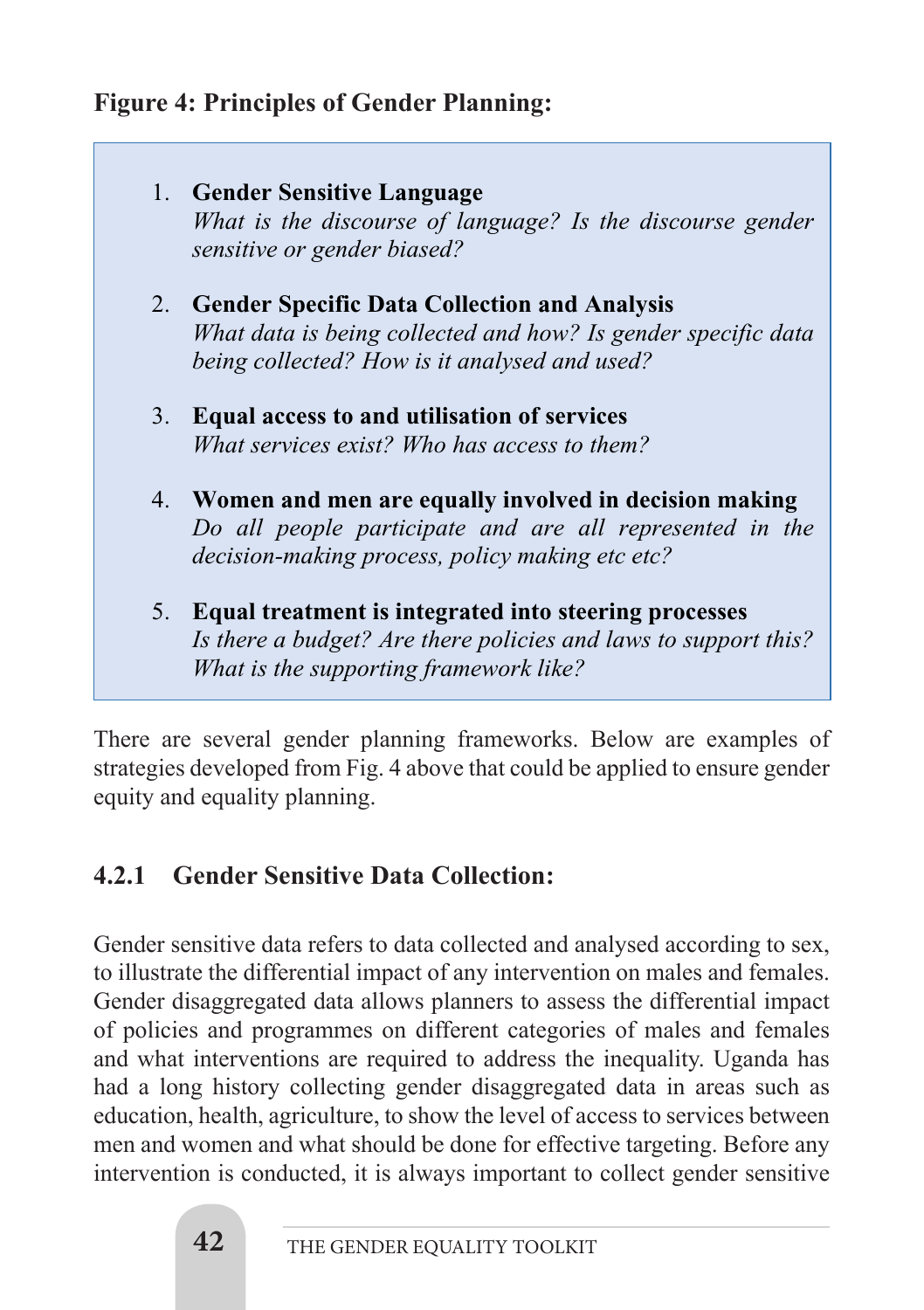**Figure 4: Principles of Gender Planning:**

1. **Gender Sensitive Language**
   *What is the discourse of language? Is the discourse gender sensitive or gender biased?*

2. **Gender Specific Data Collection and Analysis**
   *What data is being collected and how? Is gender specific data being collected? How is it analysed and used?*

3. **Equal access to and utilisation of services**
   *What services exist? Who has access to them?*

4. **Women and men are equally involved in decision making**
   *Do all people participate and are all represented in the decision-making process, policy making etc etc?*

5. **Equal treatment is integrated into steering processes**
   *Is there a budget? Are there policies and laws to support this? What is the supporting framework like?*

There are several gender planning frameworks. Below are examples of strategies developed from Fig. 4 above that could be applied to ensure gender equity and equality planning.

### 4.2.1 Gender Sensitive Data Collection:

Gender sensitive data refers to data collected and analysed according to sex, to illustrate the differential impact of any intervention on males and females. Gender disaggregated data allows planners to assess the differential impact of policies and programmes on different categories of males and females and what interventions are required to address the inequality. Uganda has had a long history collecting gender disaggregated data in areas such as education, health, agriculture, to show the level of access to services between men and women and what should be done for effective targeting. Before any intervention is conducted, it is always important to collect gender sensitive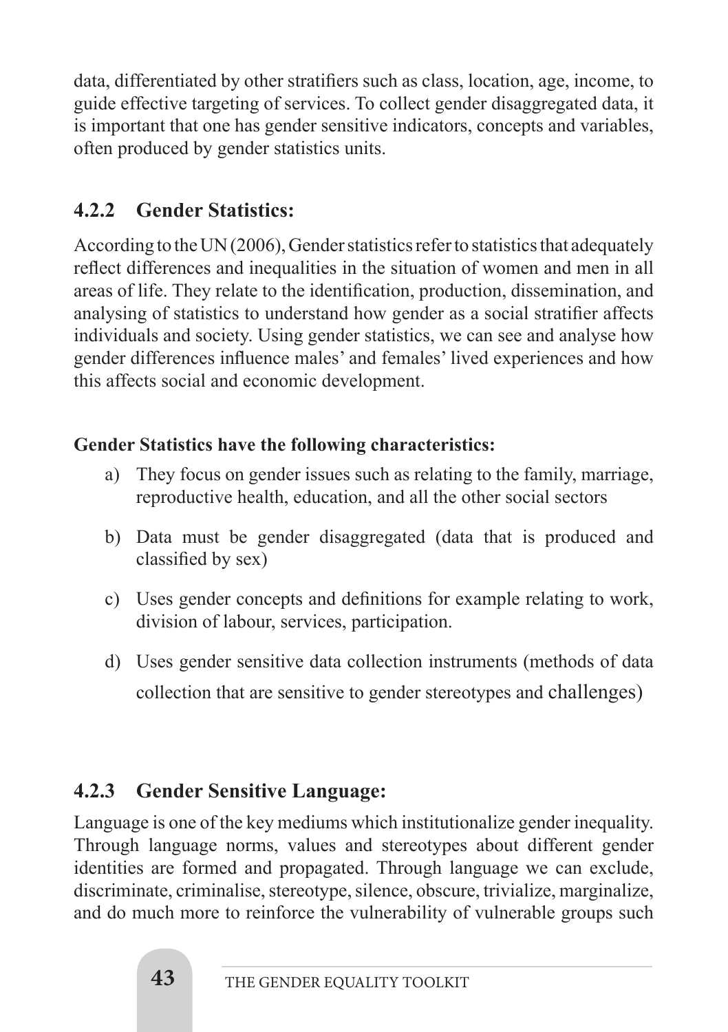data, differentiated by other stratifiers such as class, location, age, income, to guide effective targeting of services. To collect gender disaggregated data, it is important that one has gender sensitive indicators, concepts and variables, often produced by gender statistics units.

### 4.2.2 Gender Statistics:

According to the UN (2006), Gender statistics refer to statistics that adequately reflect differences and inequalities in the situation of women and men in all areas of life. They relate to the identification, production, dissemination, and analysing of statistics to understand how gender as a social stratifier affects individuals and society. Using gender statistics, we can see and analyse how gender differences influence males' and females' lived experiences and how this affects social and economic development.

**Gender Statistics have the following characteristics:**

a) They focus on gender issues such as relating to the family, marriage, reproductive health, education, and all the other social sectors

b) Data must be gender disaggregated (data that is produced and classified by sex)

c) Uses gender concepts and definitions for example relating to work, division of labour, services, participation.

d) Uses gender sensitive data collection instruments (methods of data collection that are sensitive to gender stereotypes and challenges)

### 4.2.3 Gender Sensitive Language:

Language is one of the key mediums which institutionalize gender inequality. Through language norms, values and stereotypes about different gender identities are formed and propagated. Through language we can exclude, discriminate, criminalise, stereotype, silence, obscure, trivialize, marginalize, and do much more to reinforce the vulnerability of vulnerable groups such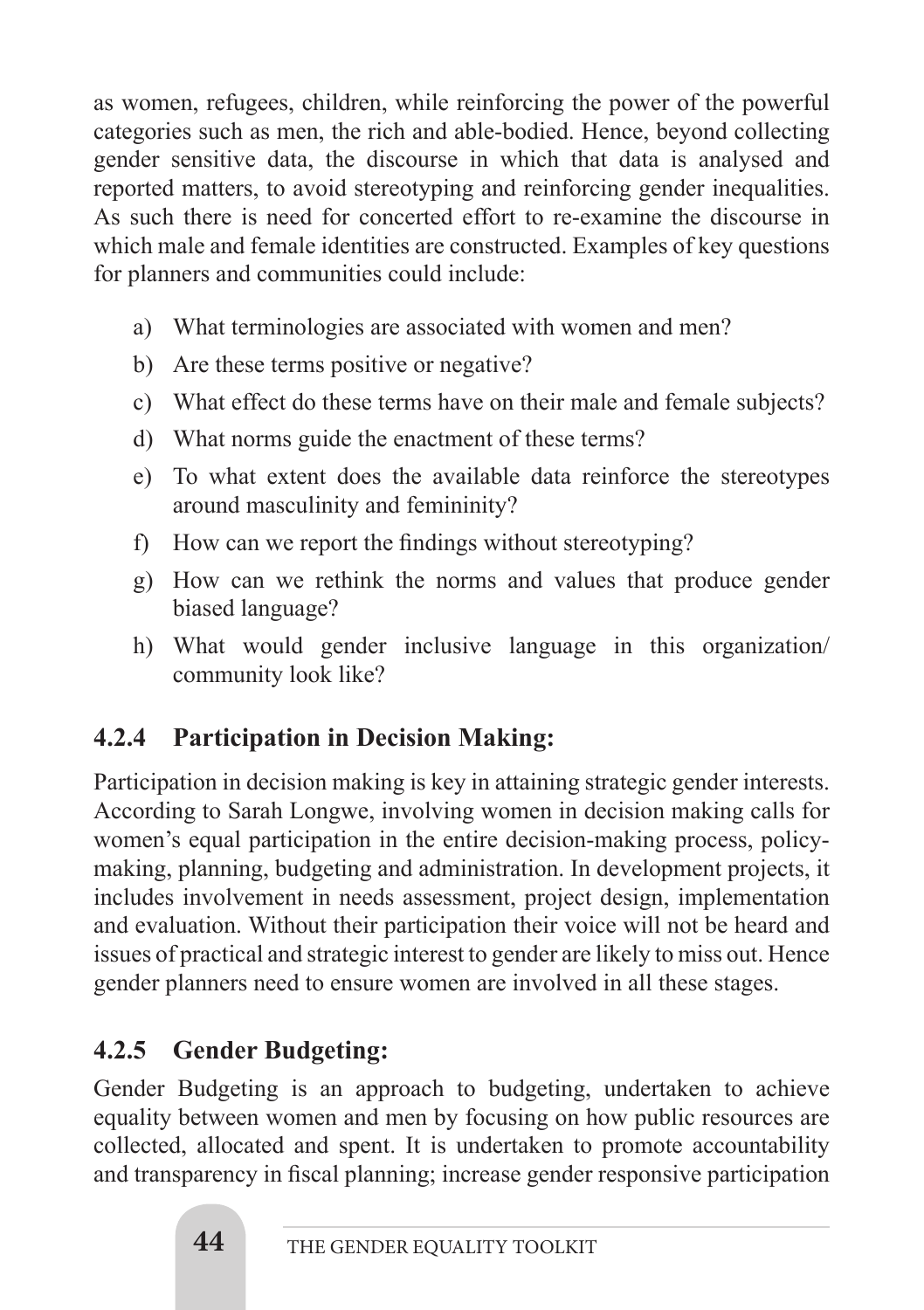as women, refugees, children, while reinforcing the power of the powerful categories such as men, the rich and able-bodied. Hence, beyond collecting gender sensitive data, the discourse in which that data is analysed and reported matters, to avoid stereotyping and reinforcing gender inequalities. As such there is need for concerted effort to re-examine the discourse in which male and female identities are constructed. Examples of key questions for planners and communities could include:

a) What terminologies are associated with women and men?
b) Are these terms positive or negative?
c) What effect do these terms have on their male and female subjects?
d) What norms guide the enactment of these terms?
e) To what extent does the available data reinforce the stereotypes around masculinity and femininity?
f) How can we report the findings without stereotyping?
g) How can we rethink the norms and values that produce gender biased language?
h) What would gender inclusive language in this organization/ community look like?

### 4.2.4 Participation in Decision Making:

Participation in decision making is key in attaining strategic gender interests. According to Sarah Longwe, involving women in decision making calls for women's equal participation in the entire decision-making process, policy-making, planning, budgeting and administration. In development projects, it includes involvement in needs assessment, project design, implementation and evaluation. Without their participation their voice will not be heard and issues of practical and strategic interest to gender are likely to miss out. Hence gender planners need to ensure women are involved in all these stages.

### 4.2.5 Gender Budgeting:

Gender Budgeting is an approach to budgeting, undertaken to achieve equality between women and men by focusing on how public resources are collected, allocated and spent. It is undertaken to promote accountability and transparency in fiscal planning; increase gender responsive participation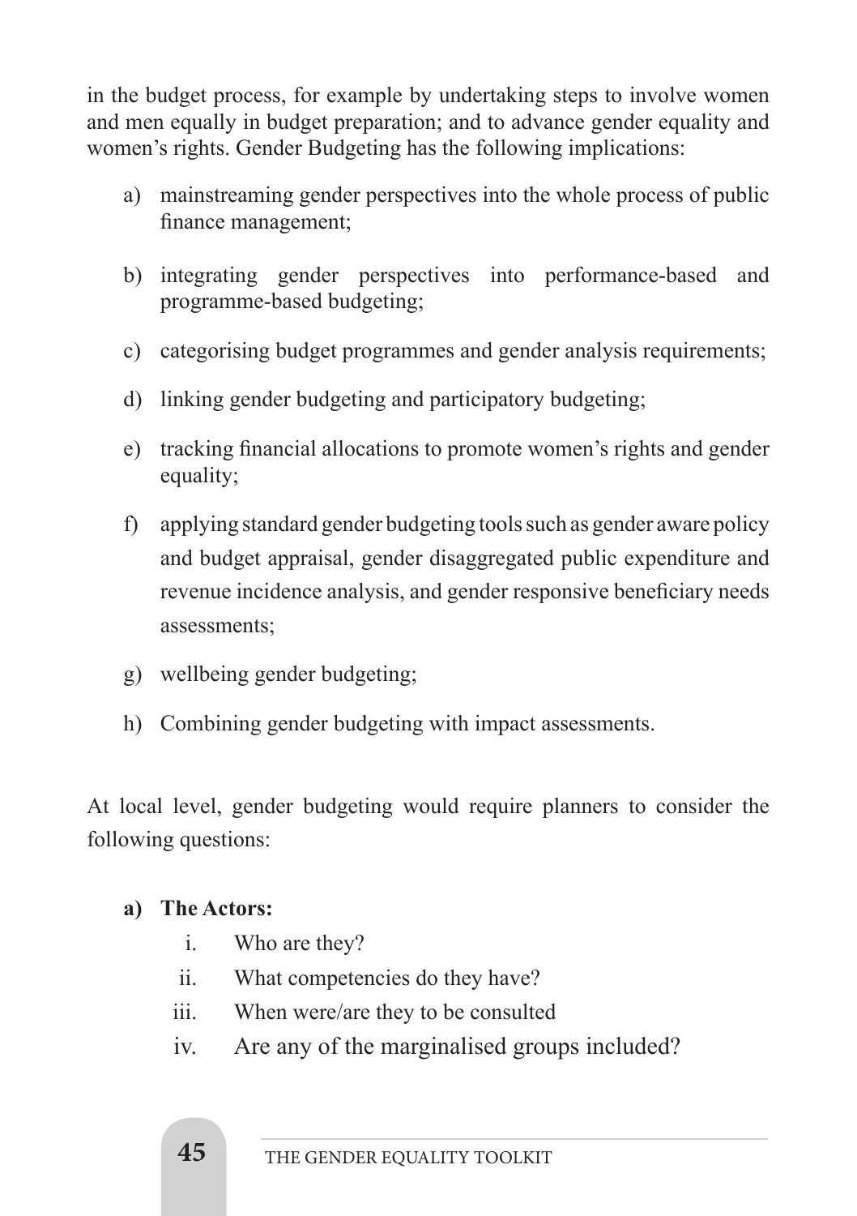in the budget process, for example by undertaking steps to involve women and men equally in budget preparation; and to advance gender equality and women's rights. Gender Budgeting has the following implications:

a) mainstreaming gender perspectives into the whole process of public finance management;

b) integrating gender perspectives into performance-based and programme-based budgeting;

c) categorising budget programmes and gender analysis requirements;

d) linking gender budgeting and participatory budgeting;

e) tracking financial allocations to promote women's rights and gender equality;

f) applying standard gender budgeting tools such as gender aware policy and budget appraisal, gender disaggregated public expenditure and revenue incidence analysis, and gender responsive beneficiary needs assessments;

g) wellbeing gender budgeting;

h) Combining gender budgeting with impact assessments.

At local level, gender budgeting would require planners to consider the following questions:

**a) The Actors:**

i. Who are they?
ii. What competencies do they have?
iii. When were/are they to be consulted
iv. Are any of the marginalised groups included?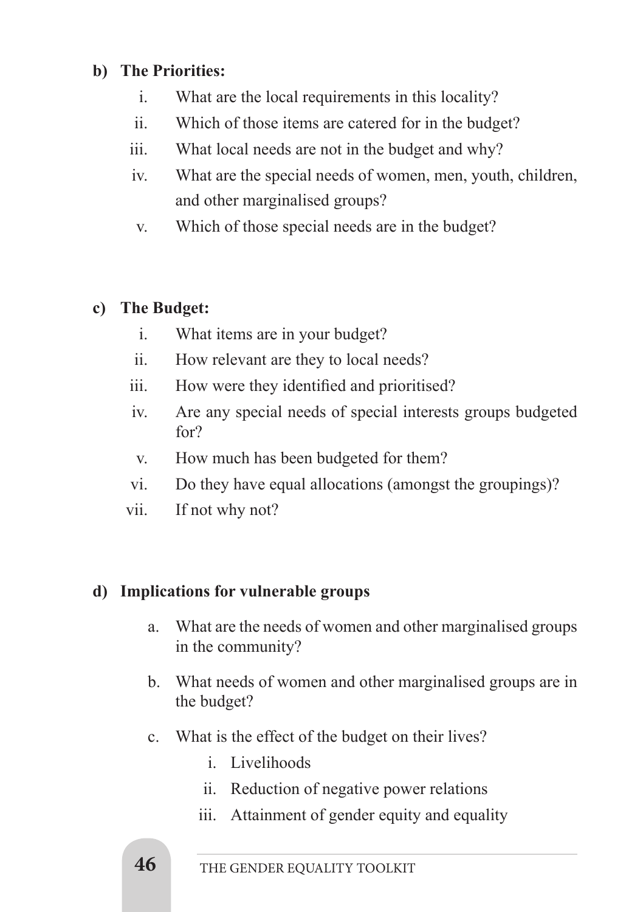**b) The Priorities:**

i. What are the local requirements in this locality?
ii. Which of those items are catered for in the budget?
iii. What local needs are not in the budget and why?
iv. What are the special needs of women, men, youth, children, and other marginalised groups?
v. Which of those special needs are in the budget?

**c) The Budget:**

i. What items are in your budget?
ii. How relevant are they to local needs?
iii. How were they identified and prioritised?
iv. Are any special needs of special interests groups budgeted for?
v. How much has been budgeted for them?
vi. Do they have equal allocations (amongst the groupings)?
vii. If not why not?

**d) Implications for vulnerable groups**

a. What are the needs of women and other marginalised groups in the community?

b. What needs of women and other marginalised groups are in the budget?

c. What is the effect of the budget on their lives?
    i. Livelihoods
    ii. Reduction of negative power relations
    iii. Attainment of gender equity and equality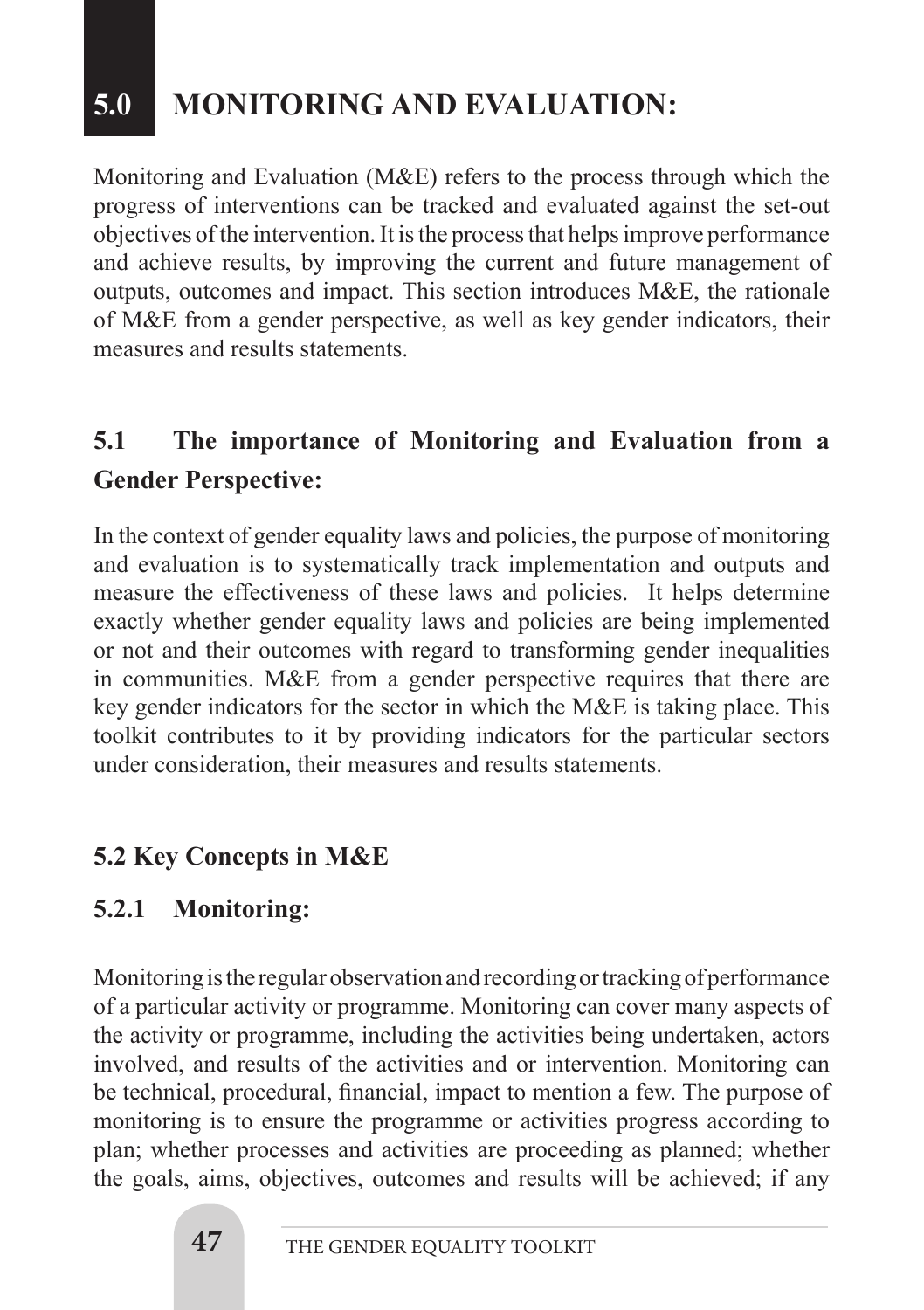# 5.0 MONITORING AND EVALUATION:

Monitoring and Evaluation (M&E) refers to the process through which the progress of interventions can be tracked and evaluated against the set-out objectives of the intervention. It is the process that helps improve performance and achieve results, by improving the current and future management of outputs, outcomes and impact. This section introduces M&E, the rationale of M&E from a gender perspective, as well as key gender indicators, their measures and results statements.

## 5.1 The importance of Monitoring and Evaluation from a Gender Perspective:

In the context of gender equality laws and policies, the purpose of monitoring and evaluation is to systematically track implementation and outputs and measure the effectiveness of these laws and policies. It helps determine exactly whether gender equality laws and policies are being implemented or not and their outcomes with regard to transforming gender inequalities in communities. M&E from a gender perspective requires that there are key gender indicators for the sector in which the M&E is taking place. This toolkit contributes to it by providing indicators for the particular sectors under consideration, their measures and results statements.

## 5.2 Key Concepts in M&E

### 5.2.1 Monitoring:

Monitoring is the regular observation and recording or tracking of performance of a particular activity or programme. Monitoring can cover many aspects of the activity or programme, including the activities being undertaken, actors involved, and results of the activities and or intervention. Monitoring can be technical, procedural, financial, impact to mention a few. The purpose of monitoring is to ensure the programme or activities progress according to plan; whether processes and activities are proceeding as planned; whether the goals, aims, objectives, outcomes and results will be achieved; if any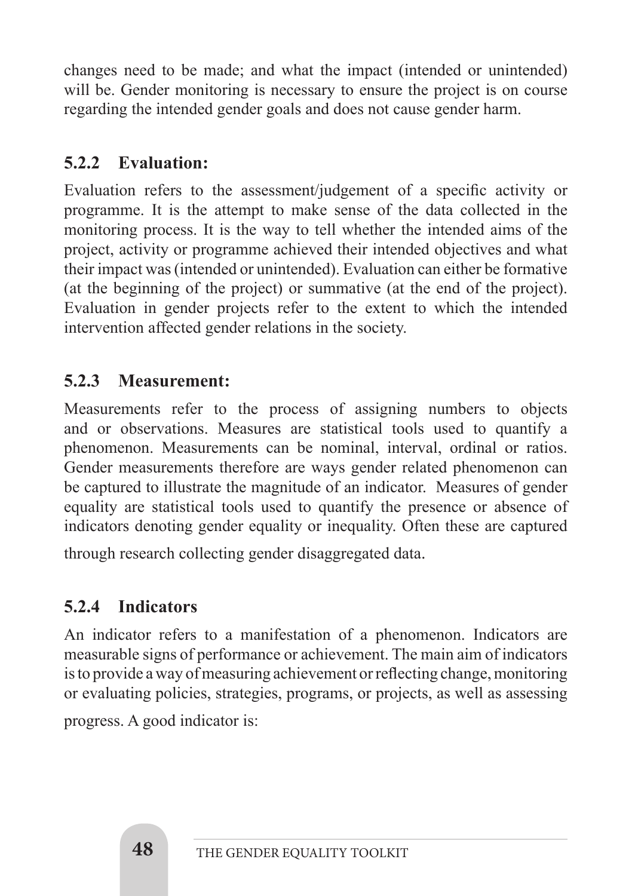changes need to be made; and what the impact (intended or unintended) will be. Gender monitoring is necessary to ensure the project is on course regarding the intended gender goals and does not cause gender harm.

### 5.2.2 Evaluation:

Evaluation refers to the assessment/judgement of a specific activity or programme. It is the attempt to make sense of the data collected in the monitoring process. It is the way to tell whether the intended aims of the project, activity or programme achieved their intended objectives and what their impact was (intended or unintended). Evaluation can either be formative (at the beginning of the project) or summative (at the end of the project). Evaluation in gender projects refer to the extent to which the intended intervention affected gender relations in the society.

### 5.2.3 Measurement:

Measurements refer to the process of assigning numbers to objects and or observations. Measures are statistical tools used to quantify a phenomenon. Measurements can be nominal, interval, ordinal or ratios. Gender measurements therefore are ways gender related phenomenon can be captured to illustrate the magnitude of an indicator. Measures of gender equality are statistical tools used to quantify the presence or absence of indicators denoting gender equality or inequality. Often these are captured through research collecting gender disaggregated data.

### 5.2.4 Indicators

An indicator refers to a manifestation of a phenomenon. Indicators are measurable signs of performance or achievement. The main aim of indicators is to provide a way of measuring achievement or reflecting change, monitoring or evaluating policies, strategies, programs, or projects, as well as assessing progress. A good indicator is: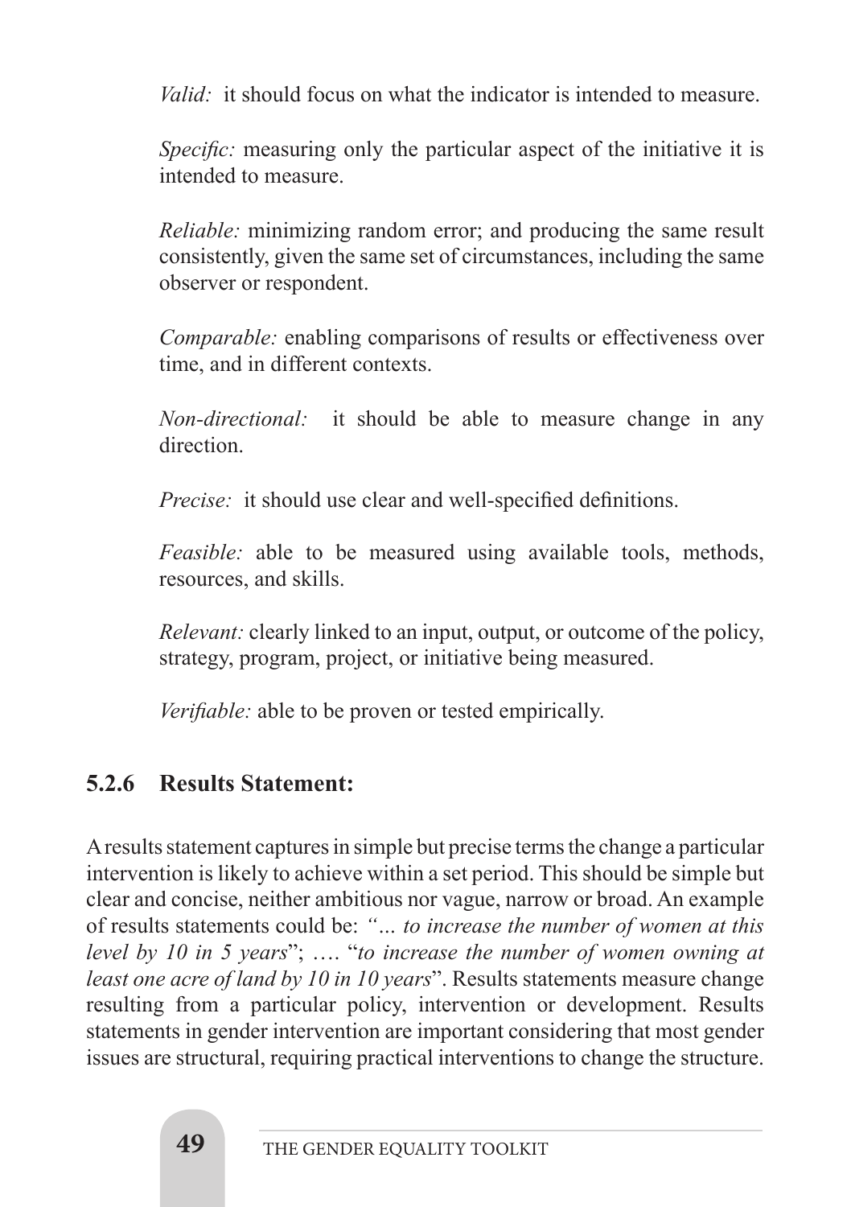*Valid:* it should focus on what the indicator is intended to measure.

*Specific:* measuring only the particular aspect of the initiative it is intended to measure.

*Reliable:* minimizing random error; and producing the same result consistently, given the same set of circumstances, including the same observer or respondent.

*Comparable:* enabling comparisons of results or effectiveness over time, and in different contexts.

*Non-directional:* it should be able to measure change in any direction.

*Precise:* it should use clear and well-specified definitions.

*Feasible:* able to be measured using available tools, methods, resources, and skills.

*Relevant:* clearly linked to an input, output, or outcome of the policy, strategy, program, project, or initiative being measured.

*Verifiable:* able to be proven or tested empirically.

### 5.2.6 Results Statement:

A results statement captures in simple but precise terms the change a particular intervention is likely to achieve within a set period. This should be simple but clear and concise, neither ambitious nor vague, narrow or broad. An example of results statements could be: *"... to increase the number of women at this level by 10 in 5 years*"; …. "*to increase the number of women owning at least one acre of land by 10 in 10 years*". Results statements measure change resulting from a particular policy, intervention or development. Results statements in gender intervention are important considering that most gender issues are structural, requiring practical interventions to change the structure.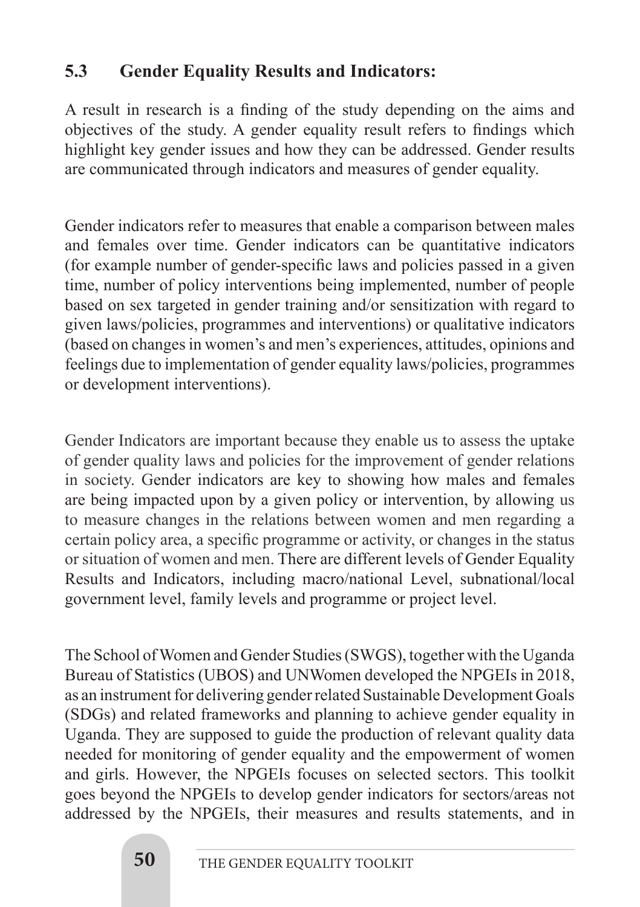## 5.3 Gender Equality Results and Indicators:

A result in research is a finding of the study depending on the aims and objectives of the study. A gender equality result refers to findings which highlight key gender issues and how they can be addressed. Gender results are communicated through indicators and measures of gender equality.

Gender indicators refer to measures that enable a comparison between males and females over time. Gender indicators can be quantitative indicators (for example number of gender-specific laws and policies passed in a given time, number of policy interventions being implemented, number of people based on sex targeted in gender training and/or sensitization with regard to given laws/policies, programmes and interventions) or qualitative indicators (based on changes in women's and men's experiences, attitudes, opinions and feelings due to implementation of gender equality laws/policies, programmes or development interventions).

Gender Indicators are important because they enable us to assess the uptake of gender quality laws and policies for the improvement of gender relations in society. Gender indicators are key to showing how males and females are being impacted upon by a given policy or intervention, by allowing us to measure changes in the relations between women and men regarding a certain policy area, a specific programme or activity, or changes in the status or situation of women and men. There are different levels of Gender Equality Results and Indicators, including macro/national Level, subnational/local government level, family levels and programme or project level.

The School of Women and Gender Studies (SWGS), together with the Uganda Bureau of Statistics (UBOS) and UNWomen developed the NPGEIs in 2018, as an instrument for delivering gender related Sustainable Development Goals (SDGs) and related frameworks and planning to achieve gender equality in Uganda. They are supposed to guide the production of relevant quality data needed for monitoring of gender equality and the empowerment of women and girls. However, the NPGEIs focuses on selected sectors. This toolkit goes beyond the NPGEIs to develop gender indicators for sectors/areas not addressed by the NPGEIs, their measures and results statements, and in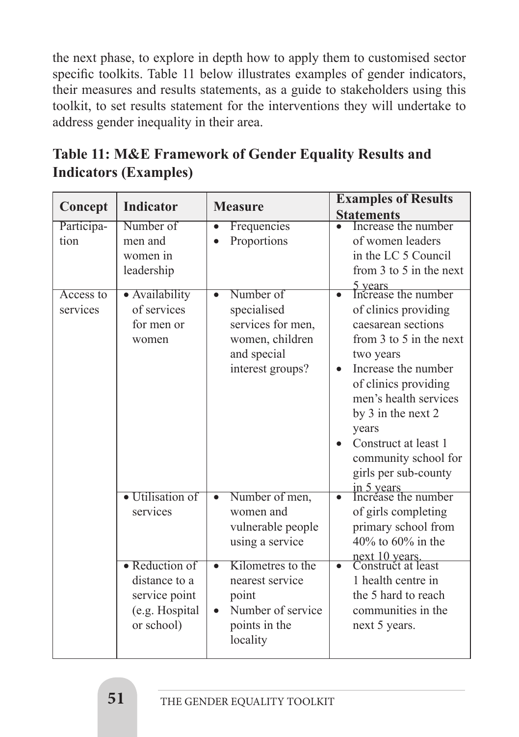the next phase, to explore in depth how to apply them to customised sector specific toolkits. Table 11 below illustrates examples of gender indicators, their measures and results statements, as a guide to stakeholders using this toolkit, to set results statement for the interventions they will undertake to address gender inequality in their area.

### Table 11: M&E Framework of Gender Equality Results and Indicators (Examples)

| Concept | Indicator | Measure | Examples of Results Statements |
|---|---|---|---|
| Participation | Number of men and women in leadership | • Frequencies<br>• Proportions | • Increase the number of women leaders in the LC 5 Council from 3 to 5 in the next 5 years |
| Access to services | • Availability of services for men or women | • Number of specialised services for men, women, children and special interest groups? | • Increase the number of clinics providing caesarean sections from 3 to 5 in the next two years<br>• Increase the number of clinics providing men's health services by 3 in the next 2 years<br>• Construct at least 1 community school for girls per sub-county in 5 years |
| | • Utilisation of services | • Number of men, women and vulnerable people using a service | • Increase the number of girls completing primary school from 40% to 60% in the next 10 years. |
| | • Reduction of distance to a service point (e.g. Hospital or school) | • Kilometres to the nearest service point<br>• Number of service points in the locality | • Construct at least 1 health centre in the 5 hard to reach communities in the next 5 years. |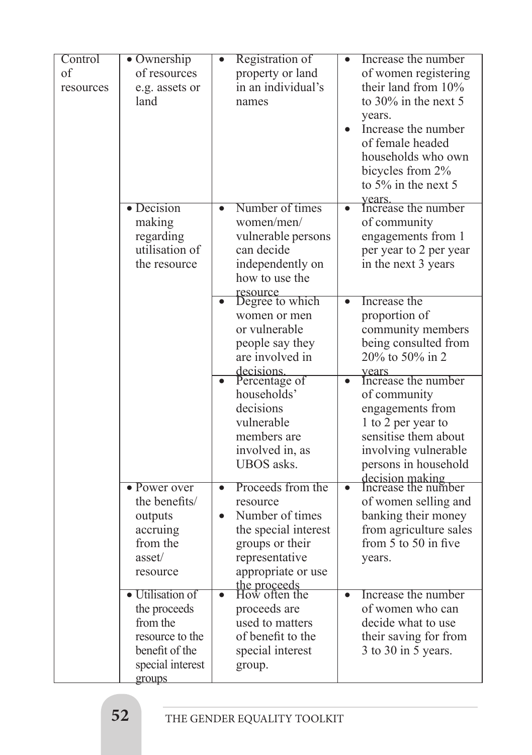| | | | |
|---|---|---|---|
| Control of resources | • Ownership of resources e.g. assets or land | • Registration of property or land in an individual's names | • Increase the number of women registering their land from 10% to 30% in the next 5 years.<br>• Increase the number of female headed households who own bicycles from 2% to 5% in the next 5 years. |
| | • Decision making regarding utilisation of the resource | • Number of times women/men/ vulnerable persons can decide independently on how to use the resource | • Increase the number of community engagements from 1 per year to 2 per year in the next 3 years |
| | | • Degree to which women or men or vulnerable people say they are involved in decisions. | • Increase the proportion of community members being consulted from 20% to 50% in 2 years |
| | | • Percentage of households' decisions vulnerable members are involved in, as UBOS asks. | • Increase the number of community engagements from 1 to 2 per year to sensitise them about involving vulnerable persons in household decision making |
| | • Power over the benefits/ outputs accruing from the asset/ resource | • Proceeds from the resource<br>• Number of times the special interest groups or their representative appropriate or use the proceeds | • Increase the number of women selling and banking their money from agriculture sales from 5 to 50 in five years. |
| | • Utilisation of the proceeds from the resource to the benefit of the special interest groups | • How often the proceeds are used to matters of benefit to the special interest group. | • Increase the number of women who can decide what to use their saving for from 3 to 30 in 5 years. |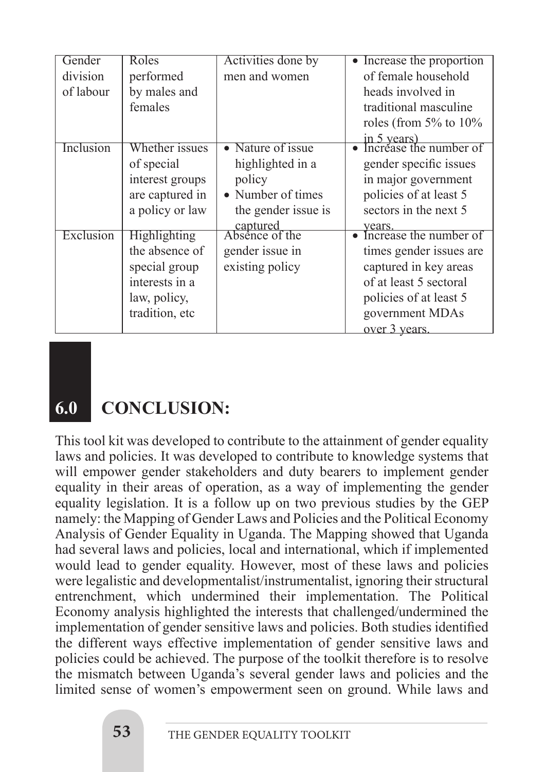| Gender division of labour | Roles performed by males and females | Activities done by men and women | • Increase the proportion of female household heads involved in traditional masculine roles (from 5% to 10% in 5 years) |
|---|---|---|---|
| Inclusion | Whether issues of special interest groups are captured in a policy or law | • Nature of issue highlighted in a policy<br>• Number of times the gender issue is captured | • Increase the number of gender specific issues in major government policies of at least 5 sectors in the next 5 years. |
| Exclusion | Highlighting the absence of special group interests in a law, policy, tradition, etc | Absence of the gender issue in existing policy | • Increase the number of times gender issues are captured in key areas of at least 5 sectoral policies of at least 5 government MDAs over 3 years. |

## 6.0 CONCLUSION:

This tool kit was developed to contribute to the attainment of gender equality laws and policies. It was developed to contribute to knowledge systems that will empower gender stakeholders and duty bearers to implement gender equality in their areas of operation, as a way of implementing the gender equality legislation. It is a follow up on two previous studies by the GEP namely: the Mapping of Gender Laws and Policies and the Political Economy Analysis of Gender Equality in Uganda. The Mapping showed that Uganda had several laws and policies, local and international, which if implemented would lead to gender equality. However, most of these laws and policies were legalistic and developmentalist/instrumentalist, ignoring their structural entrenchment, which undermined their implementation. The Political Economy analysis highlighted the interests that challenged/undermined the implementation of gender sensitive laws and policies. Both studies identified the different ways effective implementation of gender sensitive laws and policies could be achieved. The purpose of the toolkit therefore is to resolve the mismatch between Uganda's several gender laws and policies and the limited sense of women's empowerment seen on ground. While laws and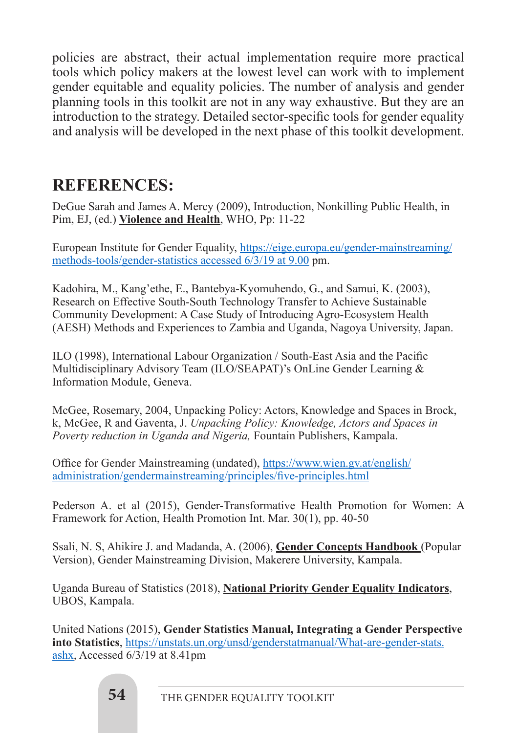policies are abstract, their actual implementation require more practical tools which policy makers at the lowest level can work with to implement gender equitable and equality policies. The number of analysis and gender planning tools in this toolkit are not in any way exhaustive. But they are an introduction to the strategy. Detailed sector-specific tools for gender equality and analysis will be developed in the next phase of this toolkit development.

## REFERENCES:

DeGue Sarah and James A. Mercy (2009), Introduction, Nonkilling Public Health, in Pim, EJ, (ed.) **Violence and Health**, WHO, Pp: 11-22

European Institute for Gender Equality, https://eige.europa.eu/gender-mainstreaming/methods-tools/gender-statistics accessed 6/3/19 at 9.00 pm.

Kadohira, M., Kang'ethe, E., Bantebya-Kyomuhendo, G., and Samui, K. (2003), Research on Effective South-South Technology Transfer to Achieve Sustainable Community Development: A Case Study of Introducing Agro-Ecosystem Health (AESH) Methods and Experiences to Zambia and Uganda, Nagoya University, Japan.

ILO (1998), International Labour Organization / South-East Asia and the Pacific Multidisciplinary Advisory Team (ILO/SEAPAT)'s OnLine Gender Learning & Information Module, Geneva.

McGee, Rosemary, 2004, Unpacking Policy: Actors, Knowledge and Spaces in Brock, k, McGee, R and Gaventa, J. *Unpacking Policy: Knowledge, Actors and Spaces in Poverty reduction in Uganda and Nigeria,* Fountain Publishers, Kampala.

Office for Gender Mainstreaming (undated), https://www.wien.gv.at/english/administration/gendermainstreaming/principles/five-principles.html

Pederson A. et al (2015), Gender-Transformative Health Promotion for Women: A Framework for Action, Health Promotion Int. Mar. 30(1), pp. 40-50

Ssali, N. S, Ahikire J. and Madanda, A. (2006), **Gender Concepts Handbook** (Popular Version), Gender Mainstreaming Division, Makerere University, Kampala.

Uganda Bureau of Statistics (2018), **National Priority Gender Equality Indicators**, UBOS, Kampala.

United Nations (2015), **Gender Statistics Manual, Integrating a Gender Perspective into Statistics**, https://unstats.un.org/unsd/genderstatmanual/What-are-gender-stats.ashx, Accessed 6/3/19 at 8.41pm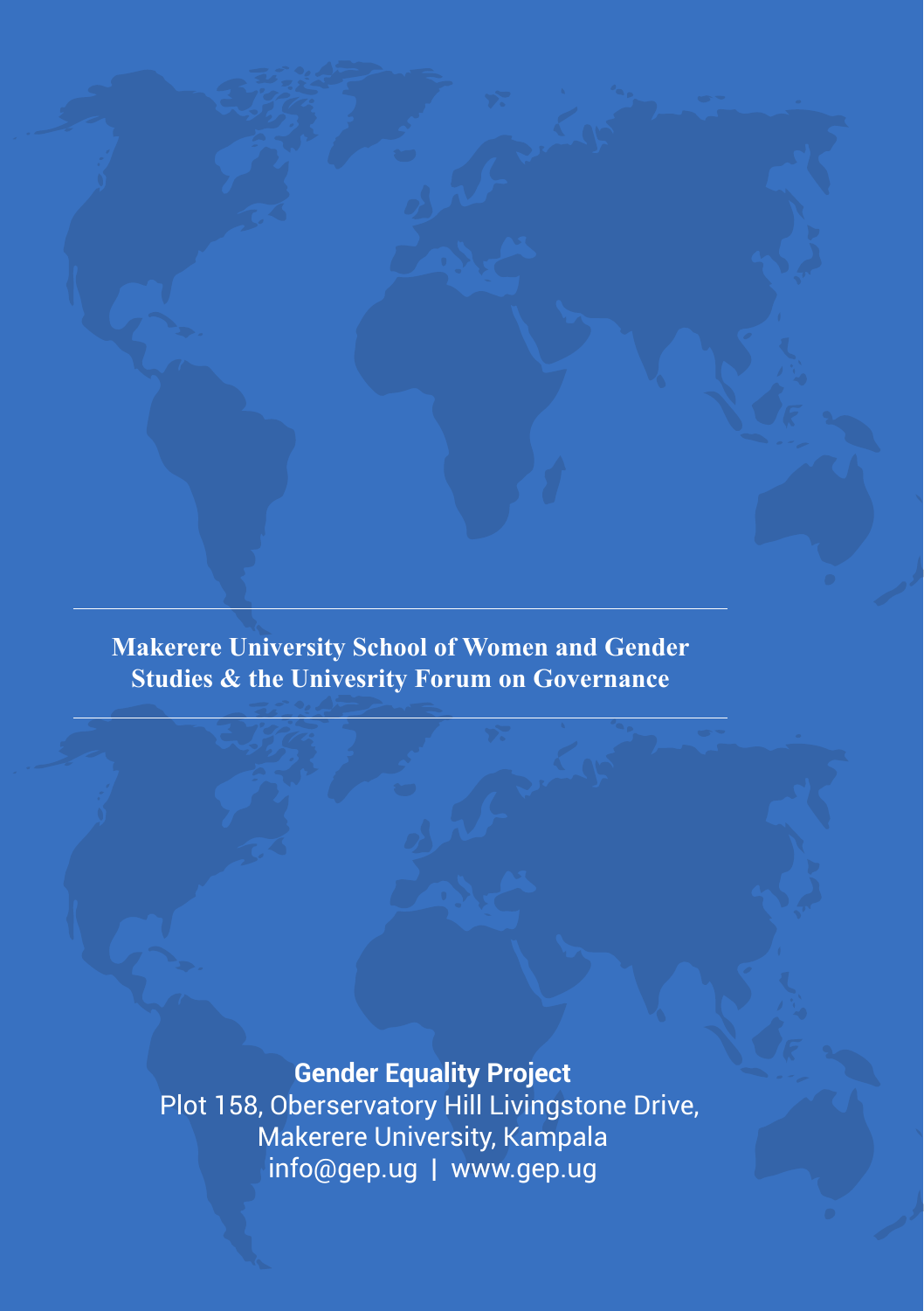**Makerere University School of Women and Gender Studies & the Univesrity Forum on Governance**

**Gender Equality Project**
Plot 158, Oberservatory Hill Livingstone Drive,
Makerere University, Kampala
info@gep.ug | www.gep.ug